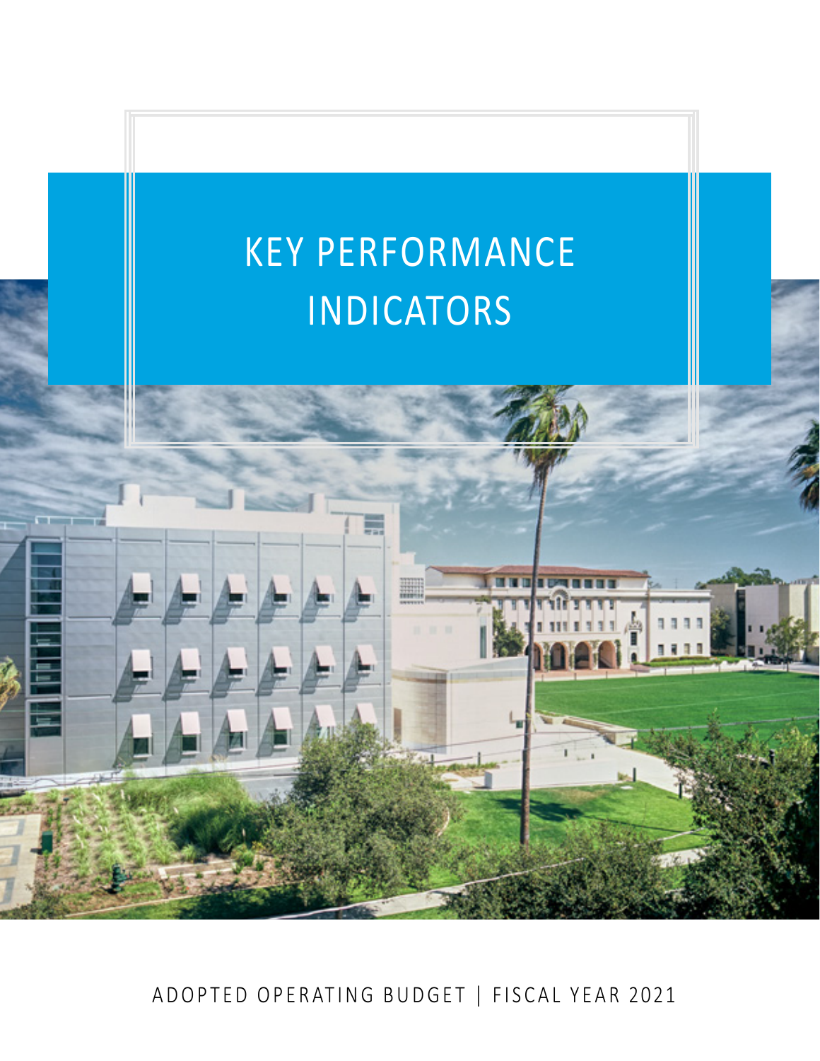# KEY PERFORMANCE INDICATORS

ADOPTED OPERATING BUDGET | FISCAL YEAR 2021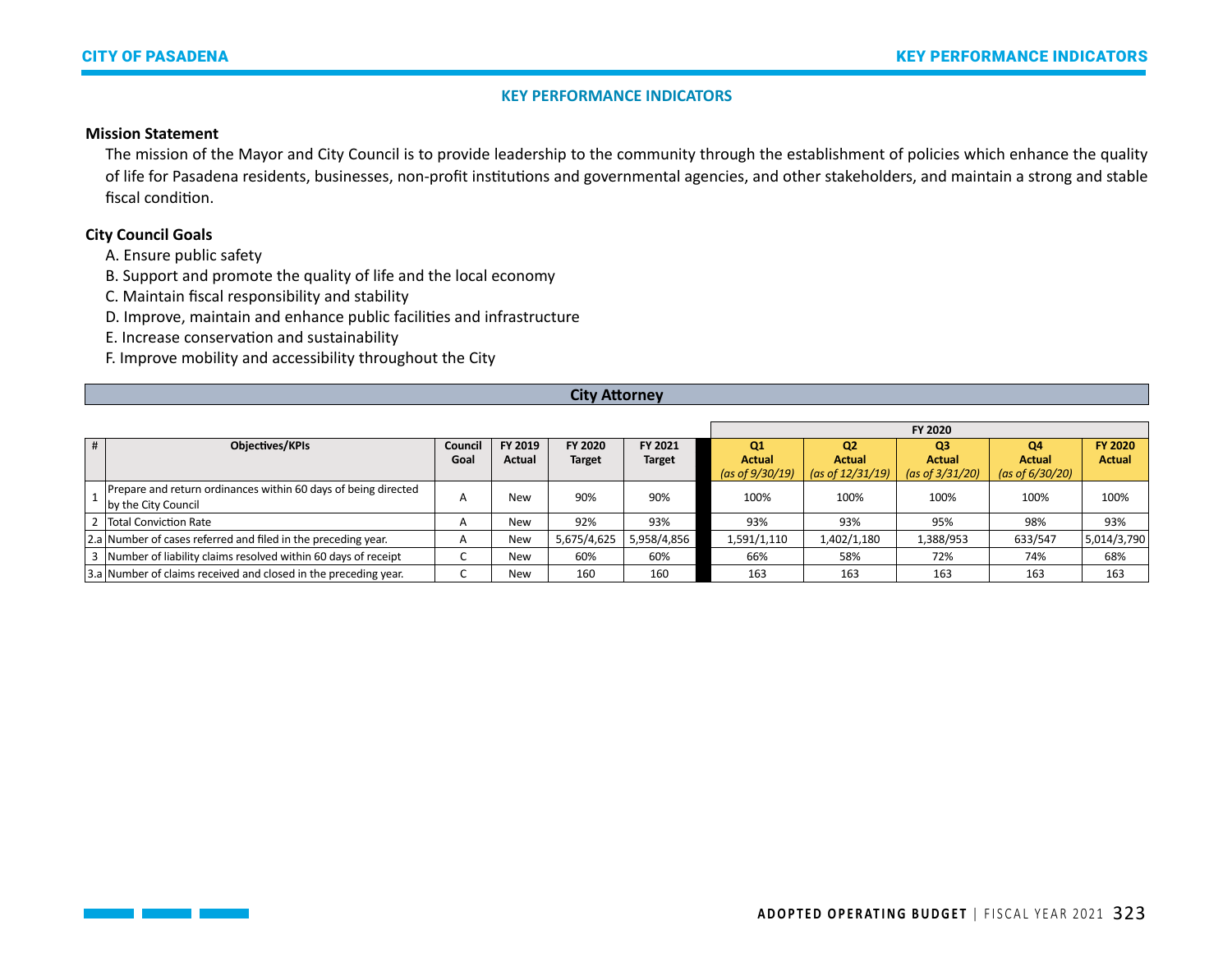## KEY PERFORMANCE INDICATORS

**Mission Statement**

The mission of the Mayor and City Council is to provide leadership to the community through the establishment of policies which enhance the quality of life for Pasadena residents, businesses, non-profit institutions and governmental agencies, and other stakeholders, and maintain a strong and stable fiscal condition.

**City Council Goals**

A. Ensure public safety
B. Support and promote the quality of life and the local economy
C. Maintain fiscal responsibility and stability
D. Improve, maintain and enhance public facilities and infrastructure
E. Increase conservation and sustainability
F. Improve mobility and accessibility throughout the City

### City Attorney

| # | Objectives/KPIs | Council Goal | FY 2019 Actual | FY 2020 Target | FY 2021 Target | FY 2020 | | | | |
|---|---|---|---|---|---|---|---|---|---|---|
| | | | | | | Q1 Actual *(as of 9/30/19)* | Q2 Actual *(as of 12/31/19)* | Q3 Actual *(as of 3/31/20)* | Q4 Actual *(as of 6/30/20)* | FY 2020 Actual |
| 1 | Prepare and return ordinances within 60 days of being directed by the City Council | A | New | 90% | 90% | 100% | 100% | 100% | 100% | 100% |
| 2 | Total Conviction Rate | A | New | 92% | 93% | 93% | 93% | 95% | 98% | 93% |
| 2.a | Number of cases referred and filed in the preceding year. | A | New | 5,675/4,625 | 5,958/4,856 | 1,591/1,110 | 1,402/1,180 | 1,388/953 | 633/547 | 5,014/3,790 |
| 3 | Number of liability claims resolved within 60 days of receipt | C | New | 60% | 60% | 66% | 58% | 72% | 74% | 68% |
| 3.a | Number of claims received and closed in the preceding year. | C | New | 160 | 160 | 163 | 163 | 163 | 163 | 163 |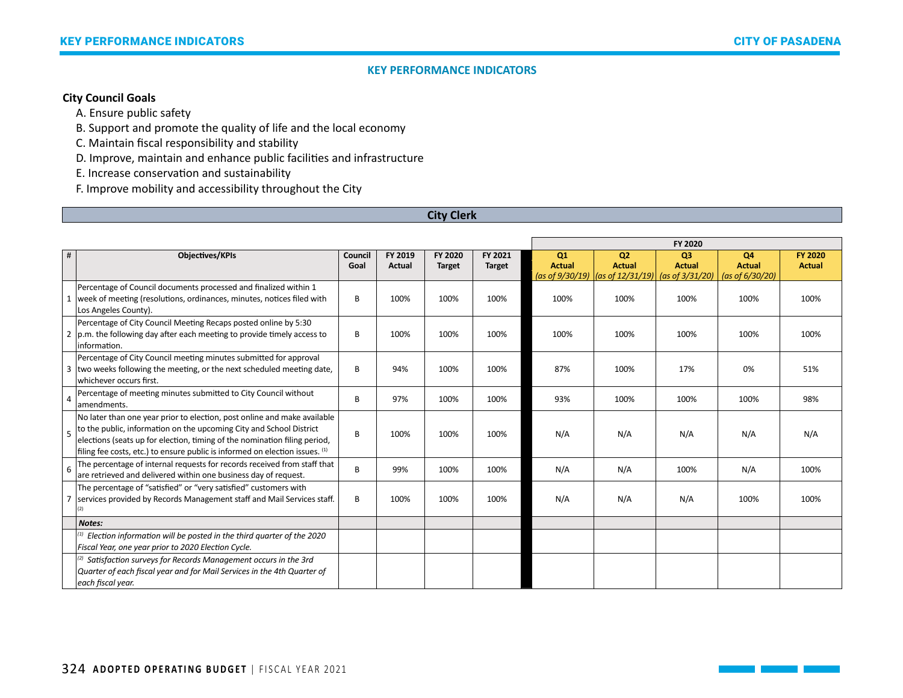## KEY PERFORMANCE INDICATORS

**City Council Goals**

A. Ensure public safety
B. Support and promote the quality of life and the local economy
C. Maintain fiscal responsibility and stability
D. Improve, maintain and enhance public facilities and infrastructure
E. Increase conservation and sustainability
F. Improve mobility and accessibility throughout the City

### City Clerk

| # | Objectives/KPIs | Council Goal | FY 2019 Actual | FY 2020 Target | FY 2021 Target | FY 2020 Q1 Actual (as of 9/30/19) | FY 2020 Q2 Actual (as of 12/31/19) | FY 2020 Q3 Actual (as of 3/31/20) | FY 2020 Q4 Actual (as of 6/30/20) | FY 2020 Actual |
|---|---|---|---|---|---|---|---|---|---|---|
| 1 | Percentage of Council documents processed and finalized within 1 week of meeting (resolutions, ordinances, minutes, notices filed with Los Angeles County). | B | 100% | 100% | 100% | 100% | 100% | 100% | 100% | 100% |
| 2 | Percentage of City Council Meeting Recaps posted online by 5:30 p.m. the following day after each meeting to provide timely access to information. | B | 100% | 100% | 100% | 100% | 100% | 100% | 100% | 100% |
| 3 | Percentage of City Council meeting minutes submitted for approval two weeks following the meeting, or the next scheduled meeting date, whichever occurs first. | B | 94% | 100% | 100% | 87% | 100% | 17% | 0% | 51% |
| 4 | Percentage of meeting minutes submitted to City Council without amendments. | B | 97% | 100% | 100% | 93% | 100% | 100% | 100% | 98% |
| 5 | No later than one year prior to election, post online and make available to the public, information on the upcoming City and School District elections (seats up for election, timing of the nomination filing period, filing fee costs, etc.) to ensure public is informed on election issues. [1] | B | 100% | 100% | 100% | N/A | N/A | N/A | N/A | N/A |
| 6 | The percentage of internal requests for records received from staff that are retrieved and delivered within one business day of request. | B | 99% | 100% | 100% | N/A | N/A | 100% | N/A | 100% |
| 7 | The percentage of "satisfied" or "very satisfied" customers with services provided by Records Management staff and Mail Services staff. [2] | B | 100% | 100% | 100% | N/A | N/A | N/A | 100% | 100% |
| | ***Notes:*** | | | | | | | | | |
| | *[1] Election information will be posted in the third quarter of the 2020 Fiscal Year, one year prior to 2020 Election Cycle.* | | | | | | | | | |
| | *[2] Satisfaction surveys for Records Management occurs in the 3rd Quarter of each fiscal year and for Mail Services in the 4th Quarter of each fiscal year.* | | | | | | | | | |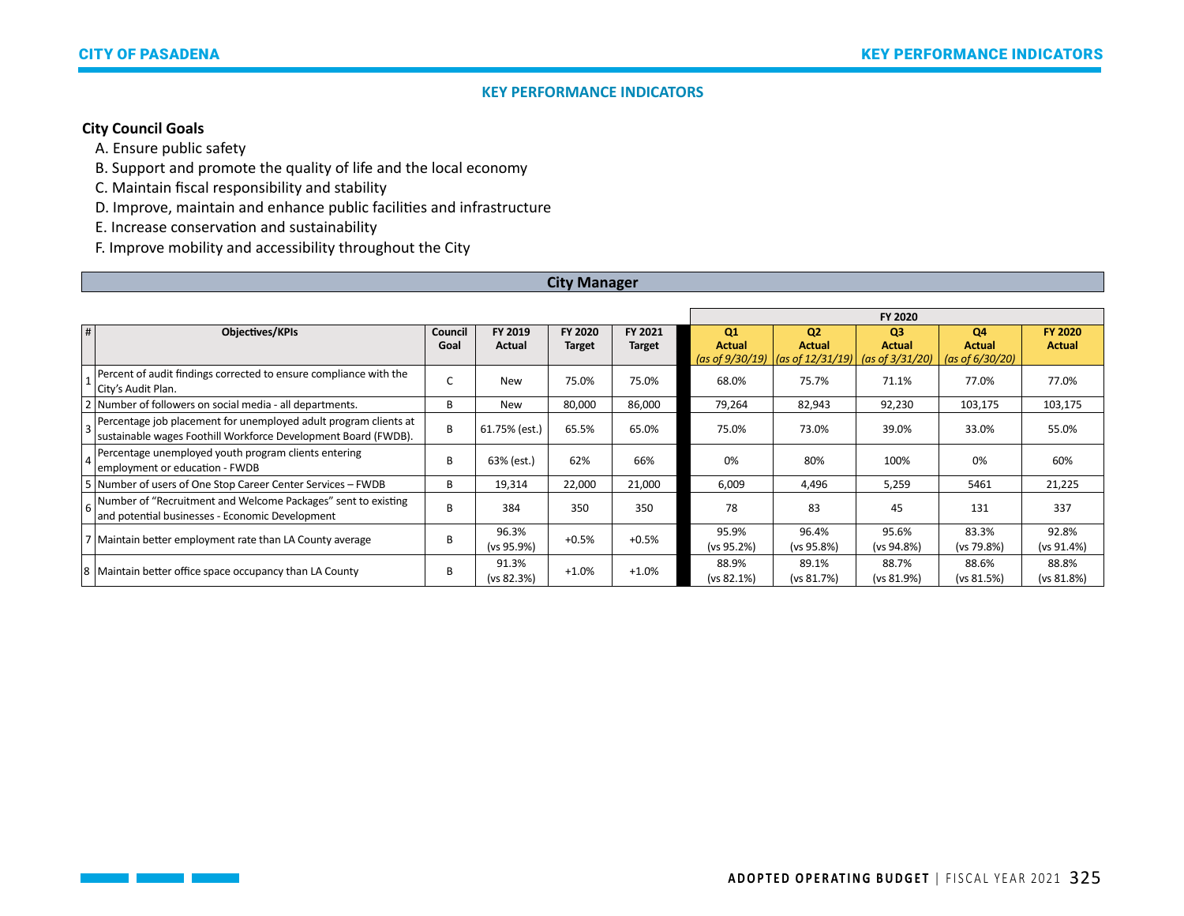## KEY PERFORMANCE INDICATORS

**City Council Goals**

A. Ensure public safety
B. Support and promote the quality of life and the local economy
C. Maintain fiscal responsibility and stability
D. Improve, maintain and enhance public facilities and infrastructure
E. Increase conservation and sustainability
F. Improve mobility and accessibility throughout the City

### City Manager

| # | Objectives/KPIs | Council Goal | FY 2019 Actual | FY 2020 Target | FY 2021 Target | FY 2020 | | | | |
|---|---|---|---|---|---|---|---|---|---|---|
| | | | | | | Q1 Actual *(as of 9/30/19)* | Q2 Actual *(as of 12/31/19)* | Q3 Actual *(as of 3/31/20)* | Q4 Actual *(as of 6/30/20)* | FY 2020 Actual |
| 1 | Percent of audit findings corrected to ensure compliance with the City's Audit Plan. | C | New | 75.0% | 75.0% | 68.0% | 75.7% | 71.1% | 77.0% | 77.0% |
| 2 | Number of followers on social media - all departments. | B | New | 80,000 | 86,000 | 79,264 | 82,943 | 92,230 | 103,175 | 103,175 |
| 3 | Percentage job placement for unemployed adult program clients at sustainable wages Foothill Workforce Development Board (FWDB). | B | 61.75% (est.) | 65.5% | 65.0% | 75.0% | 73.0% | 39.0% | 33.0% | 55.0% |
| 4 | Percentage unemployed youth program clients entering employment or education - FWDB | B | 63% (est.) | 62% | 66% | 0% | 80% | 100% | 0% | 60% |
| 5 | Number of users of One Stop Career Center Services – FWDB | B | 19,314 | 22,000 | 21,000 | 6,009 | 4,496 | 5,259 | 5461 | 21,225 |
| 6 | Number of "Recruitment and Welcome Packages" sent to existing and potential businesses - Economic Development | B | 384 | 350 | 350 | 78 | 83 | 45 | 131 | 337 |
| 7 | Maintain better employment rate than LA County average | B | 96.3% (vs 95.9%) | +0.5% | +0.5% | 95.9% (vs 95.2%) | 96.4% (vs 95.8%) | 95.6% (vs 94.8%) | 83.3% (vs 79.8%) | 92.8% (vs 91.4%) |
| 8 | Maintain better office space occupancy than LA County | B | 91.3% (vs 82.3%) | +1.0% | +1.0% | 88.9% (vs 82.1%) | 89.1% (vs 81.7%) | 88.7% (vs 81.9%) | 88.6% (vs 81.5%) | 88.8% (vs 81.8%) |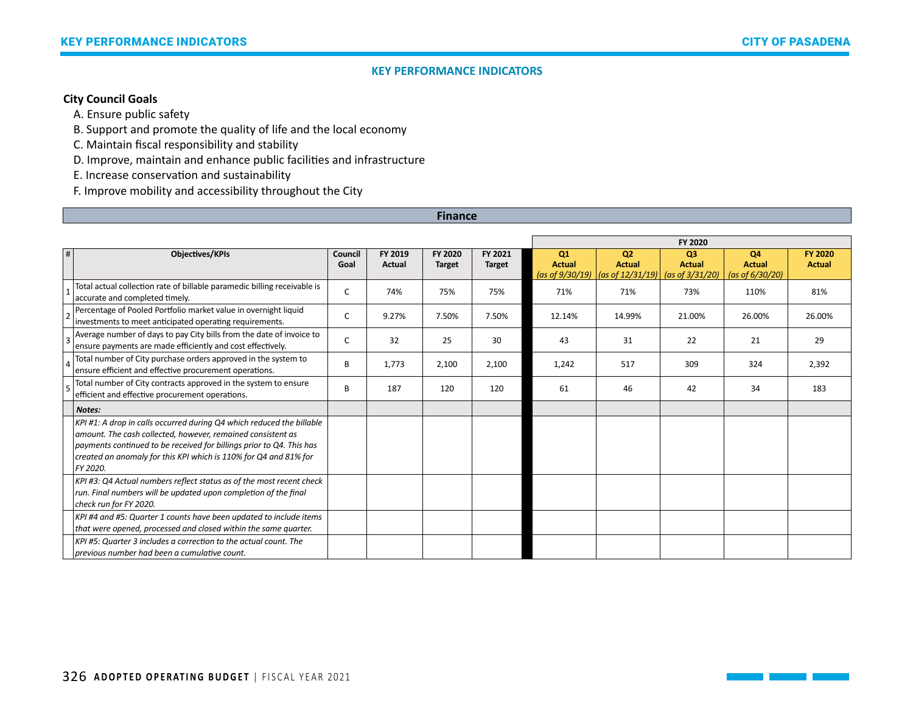## KEY PERFORMANCE INDICATORS

**City Council Goals**

A. Ensure public safety
B. Support and promote the quality of life and the local economy
C. Maintain fiscal responsibility and stability
D. Improve, maintain and enhance public facilities and infrastructure
E. Increase conservation and sustainability
F. Improve mobility and accessibility throughout the City

### Finance

| # | Objectives/KPIs | Council Goal | FY 2019 Actual | FY 2020 Target | FY 2021 Target | FY 2020 Q1 Actual *(as of 9/30/19)* | FY 2020 Q2 Actual *(as of 12/31/19)* | FY 2020 Q3 Actual *(as of 3/31/20)* | FY 2020 Q4 Actual *(as of 6/30/20)* | FY 2020 Actual |
|---|---|---|---|---|---|---|---|---|---|---|
| 1 | Total actual collection rate of billable paramedic billing receivable is accurate and completed timely. | C | 74% | 75% | 75% | 71% | 71% | 73% | 110% | 81% |
| 2 | Percentage of Pooled Portfolio market value in overnight liquid investments to meet anticipated operating requirements. | C | 9.27% | 7.50% | 7.50% | 12.14% | 14.99% | 21.00% | 26.00% | 26.00% |
| 3 | Average number of days to pay City bills from the date of invoice to ensure payments are made efficiently and cost effectively. | C | 32 | 25 | 30 | 43 | 31 | 22 | 21 | 29 |
| 4 | Total number of City purchase orders approved in the system to ensure efficient and effective procurement operations. | B | 1,773 | 2,100 | 2,100 | 1,242 | 517 | 309 | 324 | 2,392 |
| 5 | Total number of City contracts approved in the system to ensure efficient and effective procurement operations. | B | 187 | 120 | 120 | 61 | 46 | 42 | 34 | 183 |
| | ***Notes:*** | | | | | | | | | |
| | *KPI #1: A drop in calls occurred during Q4 which reduced the billable amount. The cash collected, however, remained consistent as payments continued to be received for billings prior to Q4. This has created an anomaly for this KPI which is 110% for Q4 and 81% for FY 2020.* | | | | | | | | | |
| | *KPI #3: Q4 Actual numbers reflect status as of the most recent check run. Final numbers will be updated upon completion of the final check run for FY 2020.* | | | | | | | | | |
| | *KPI #4 and #5: Quarter 1 counts have been updated to include items that were opened, processed and closed within the same quarter.* | | | | | | | | | |
| | *KPI #5: Quarter 3 includes a correction to the actual count. The previous number had been a cumulative count.* | | | | | | | | | |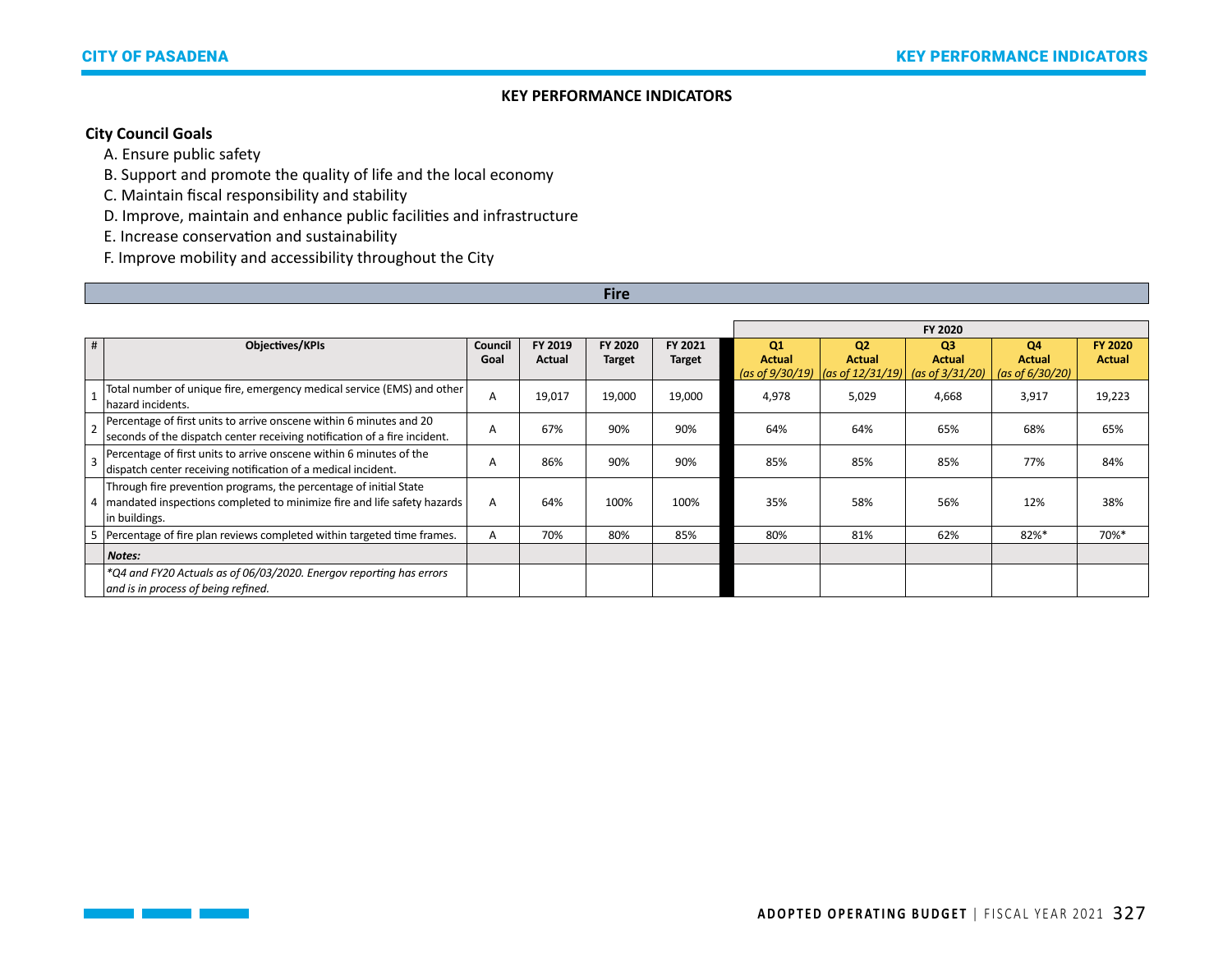## KEY PERFORMANCE INDICATORS

**City Council Goals**

A. Ensure public safety
B. Support and promote the quality of life and the local economy
C. Maintain fiscal responsibility and stability
D. Improve, maintain and enhance public facilities and infrastructure
E. Increase conservation and sustainability
F. Improve mobility and accessibility throughout the City

### Fire

| # | Objectives/KPIs | Council Goal | FY 2019 Actual | FY 2020 Target | FY 2021 Target | FY 2020 | | | | |
|---|---|---|---|---|---|---|---|---|---|---|
| | | | | | | Q1 Actual *(as of 9/30/19)* | Q2 Actual *(as of 12/31/19)* | Q3 Actual *(as of 3/31/20)* | Q4 Actual *(as of 6/30/20)* | FY 2020 Actual |
| 1 | Total number of unique fire, emergency medical service (EMS) and other hazard incidents. | A | 19,017 | 19,000 | 19,000 | 4,978 | 5,029 | 4,668 | 3,917 | 19,223 |
| 2 | Percentage of first units to arrive onscene within 6 minutes and 20 seconds of the dispatch center receiving notification of a fire incident. | A | 67% | 90% | 90% | 64% | 64% | 65% | 68% | 65% |
| 3 | Percentage of first units to arrive onscene within 6 minutes of the dispatch center receiving notification of a medical incident. | A | 86% | 90% | 90% | 85% | 85% | 85% | 77% | 84% |
| 4 | Through fire prevention programs, the percentage of initial State mandated inspections completed to minimize fire and life safety hazards in buildings. | A | 64% | 100% | 100% | 35% | 58% | 56% | 12% | 38% |
| 5 | Percentage of fire plan reviews completed within targeted time frames. | A | 70% | 80% | 85% | 80% | 81% | 62% | 82%* | 70%* |
| | ***Notes:*** | | | | | | | | | |
| | *\*Q4 and FY20 Actuals as of 06/03/2020. Energov reporting has errors and is in process of being refined.* | | | | | | | | | |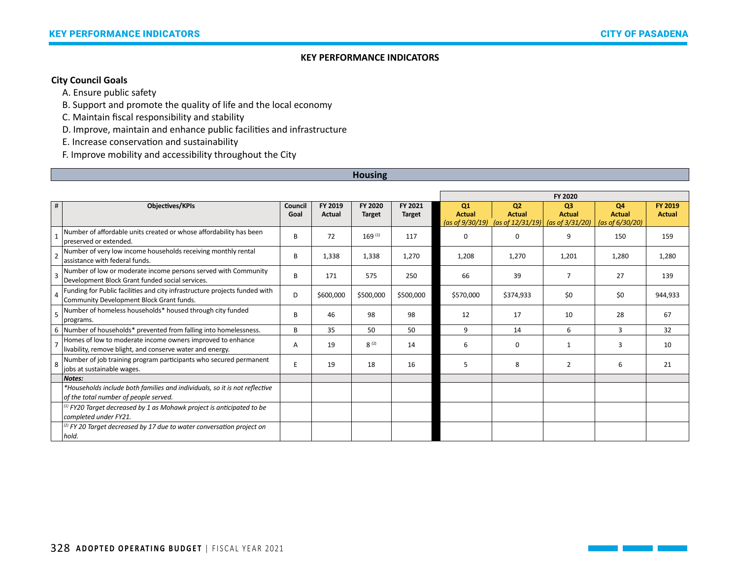## KEY PERFORMANCE INDICATORS

**City Council Goals**

A. Ensure public safety
B. Support and promote the quality of life and the local economy
C. Maintain fiscal responsibility and stability
D. Improve, maintain and enhance public facilities and infrastructure
E. Increase conservation and sustainability
F. Improve mobility and accessibility throughout the City

### Housing

| # | Objectives/KPIs | Council Goal | FY 2019 Actual | FY 2020 Target | FY 2021 Target | FY 2020 Q1 Actual *(as of 9/30/19)* | FY 2020 Q2 Actual *(as of 12/31/19)* | FY 2020 Q3 Actual *(as of 3/31/20)* | FY 2020 Q4 Actual *(as of 6/30/20)* | FY 2019 Actual |
|---|---|---|---|---|---|---|---|---|---|---|
| 1 | Number of affordable units created or whose affordability has been preserved or extended. | B | 72 | 169 [1] | 117 | 0 | 0 | 9 | 150 | 159 |
| 2 | Number of very low income households receiving monthly rental assistance with federal funds. | B | 1,338 | 1,338 | 1,270 | 1,208 | 1,270 | 1,201 | 1,280 | 1,280 |
| 3 | Number of low or moderate income persons served with Community Development Block Grant funded social services. | B | 171 | 575 | 250 | 66 | 39 | 7 | 27 | 139 |
| 4 | Funding for Public facilities and city infrastructure projects funded with Community Development Block Grant funds. | D | $600,000 | $500,000 | $500,000 | $570,000 | $374,933 | $0 | $0 | 944,933 |
| 5 | Number of homeless households* housed through city funded programs. | B | 46 | 98 | 98 | 12 | 17 | 10 | 28 | 67 |
| 6 | Number of households* prevented from falling into homelessness. | B | 35 | 50 | 50 | 9 | 14 | 6 | 3 | 32 |
| 7 | Homes of low to moderate income owners improved to enhance livability, remove blight, and conserve water and energy. | A | 19 | 8 [2] | 14 | 6 | 0 | 1 | 3 | 10 |
| 8 | Number of job training program participants who secured permanent jobs at sustainable wages. | E | 19 | 18 | 16 | 5 | 8 | 2 | 6 | 21 |
| | ***Notes:*** | | | | | | | | | |
| | *\*Households include both families and individuals, so it is not reflective of the total number of people served.* | | | | | | | | | |
| | *[1] FY20 Target decreased by 1 as Mohawk project is anticipated to be completed under FY21.* | | | | | | | | | |
| | *[2] FY 20 Target decreased by 17 due to water conversation project on hold.* | | | | | | | | | |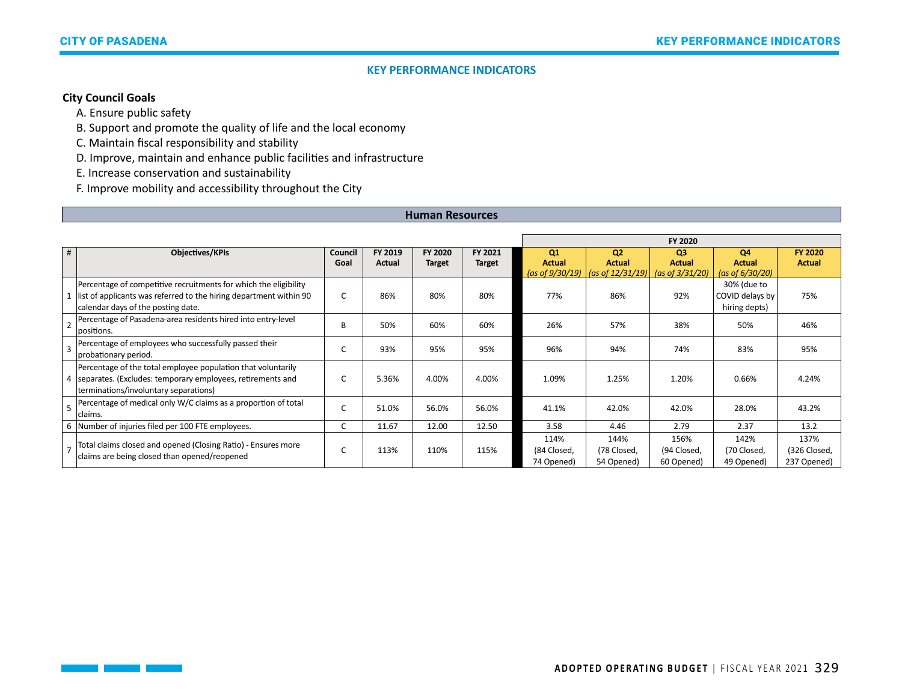## KEY PERFORMANCE INDICATORS

**City Council Goals**

A. Ensure public safety
B. Support and promote the quality of life and the local economy
C. Maintain fiscal responsibility and stability
D. Improve, maintain and enhance public facilities and infrastructure
E. Increase conservation and sustainability
F. Improve mobility and accessibility throughout the City

### Human Resources

| # | Objectives/KPIs | Council Goal | FY 2019 Actual | FY 2020 Target | FY 2021 Target | FY 2020 Q1 Actual *(as of 9/30/19)* | FY 2020 Q2 Actual *(as of 12/31/19)* | FY 2020 Q3 Actual *(as of 3/31/20)* | FY 2020 Q4 Actual *(as of 6/30/20)* | FY 2020 Actual |
|---|---|---|---|---|---|---|---|---|---|---|
| 1 | Percentage of competitive recruitments for which the eligibility list of applicants was referred to the hiring department within 90 calendar days of the posting date. | C | 86% | 80% | 80% | 77% | 86% | 92% | 30% (due to COVID delays by hiring depts) | 75% |
| 2 | Percentage of Pasadena-area residents hired into entry-level positions. | B | 50% | 60% | 60% | 26% | 57% | 38% | 50% | 46% |
| 3 | Percentage of employees who successfully passed their probationary period. | C | 93% | 95% | 95% | 96% | 94% | 74% | 83% | 95% |
| 4 | Percentage of the total employee population that voluntarily separates. (Excludes: temporary employees, retirements and terminations/involuntary separations) | C | 5.36% | 4.00% | 4.00% | 1.09% | 1.25% | 1.20% | 0.66% | 4.24% |
| 5 | Percentage of medical only W/C claims as a proportion of total claims. | C | 51.0% | 56.0% | 56.0% | 41.1% | 42.0% | 42.0% | 28.0% | 43.2% |
| 6 | Number of injuries filed per 100 FTE employees. | C | 11.67 | 12.00 | 12.50 | 3.58 | 4.46 | 2.79 | 2.37 | 13.2 |
| 7 | Total claims closed and opened (Closing Ratio) - Ensures more claims are being closed than opened/reopened | C | 113% | 110% | 115% | 114% (84 Closed, 74 Opened) | 144% (78 Closed, 54 Opened) | 156% (94 Closed, 60 Opened) | 142% (70 Closed, 49 Opened) | 137% (326 Closed, 237 Opened) |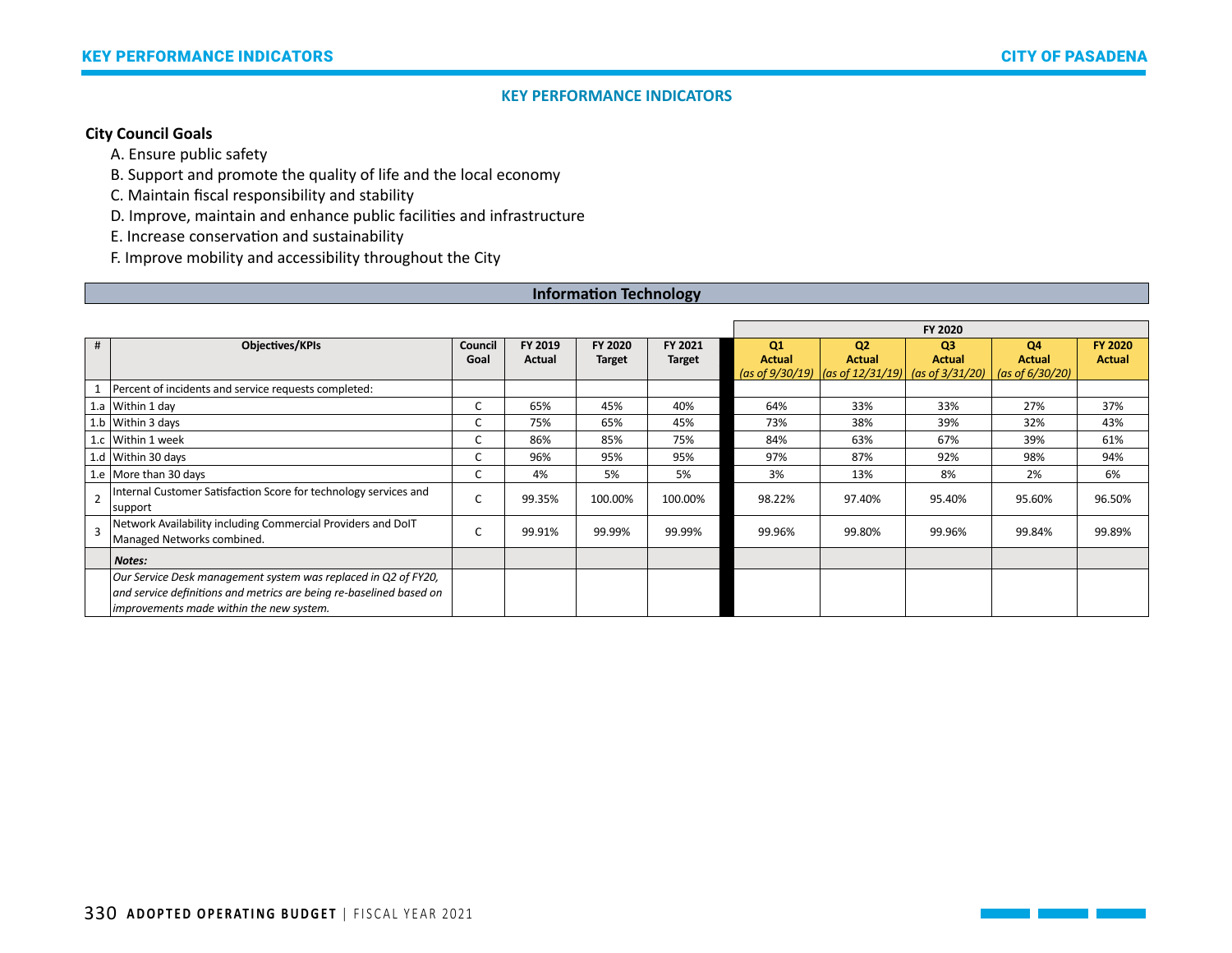## KEY PERFORMANCE INDICATORS

**City Council Goals**

A. Ensure public safety
B. Support and promote the quality of life and the local economy
C. Maintain fiscal responsibility and stability
D. Improve, maintain and enhance public facilities and infrastructure
E. Increase conservation and sustainability
F. Improve mobility and accessibility throughout the City

### Information Technology

| # | Objectives/KPIs | Council Goal | FY 2019 Actual | FY 2020 Target | FY 2021 Target | FY 2020 Q1 Actual *(as of 9/30/19)* | FY 2020 Q2 Actual *(as of 12/31/19)* | FY 2020 Q3 Actual *(as of 3/31/20)* | FY 2020 Q4 Actual *(as of 6/30/20)* | FY 2020 Actual |
|---|---|---|---|---|---|---|---|---|---|---|
| 1 | Percent of incidents and service requests completed: | | | | | | | | | |
| 1.a | Within 1 day | C | 65% | 45% | 40% | 64% | 33% | 33% | 27% | 37% |
| 1.b | Within 3 days | C | 75% | 65% | 45% | 73% | 38% | 39% | 32% | 43% |
| 1.c | Within 1 week | C | 86% | 85% | 75% | 84% | 63% | 67% | 39% | 61% |
| 1.d | Within 30 days | C | 96% | 95% | 95% | 97% | 87% | 92% | 98% | 94% |
| 1.e | More than 30 days | C | 4% | 5% | 5% | 3% | 13% | 8% | 2% | 6% |
| 2 | Internal Customer Satisfaction Score for technology services and support | C | 99.35% | 100.00% | 100.00% | 98.22% | 97.40% | 95.40% | 95.60% | 96.50% |
| 3 | Network Availability including Commercial Providers and DoIT Managed Networks combined. | C | 99.91% | 99.99% | 99.99% | 99.96% | 99.80% | 99.96% | 99.84% | 99.89% |
| | ***Notes:*** | | | | | | | | | |
| | *Our Service Desk management system was replaced in Q2 of FY20, and service definitions and metrics are being re-baselined based on improvements made within the new system.* | | | | | | | | | |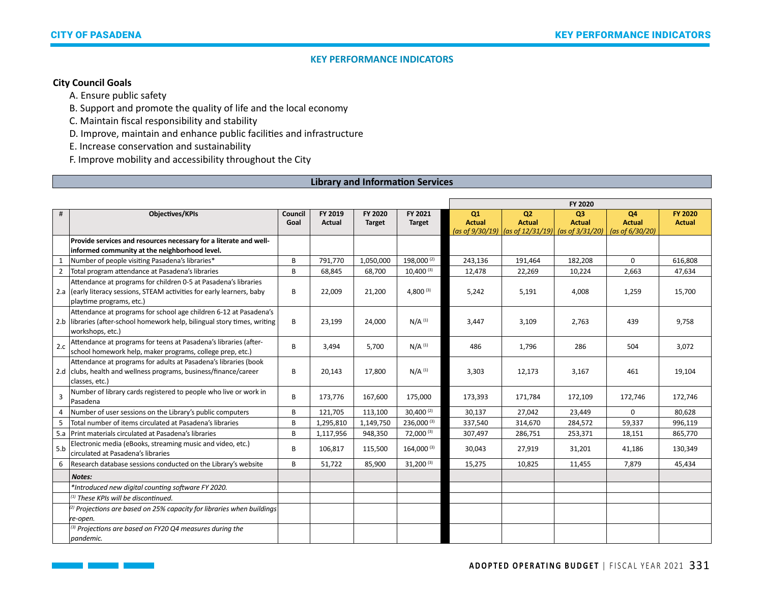## KEY PERFORMANCE INDICATORS

**City Council Goals**

A. Ensure public safety
B. Support and promote the quality of life and the local economy
C. Maintain fiscal responsibility and stability
D. Improve, maintain and enhance public facilities and infrastructure
E. Increase conservation and sustainability
F. Improve mobility and accessibility throughout the City

### Library and Information Services

| # | Objectives/KPIs | Council Goal | FY 2019 Actual | FY 2020 Target | FY 2021 Target | FY 2020 Q1 Actual (as of 9/30/19) | FY 2020 Q2 Actual (as of 12/31/19) | FY 2020 Q3 Actual (as of 3/31/20) | FY 2020 Q4 Actual (as of 6/30/20) | FY 2020 Actual |
|---|---|---|---|---|---|---|---|---|---|---|
| | **Provide services and resources necessary for a literate and well-informed community at the neighborhood level.** | | | | | | | | | |
| 1 | Number of people visiting Pasadena's libraries* | B | 791,770 | 1,050,000 | 198,000 [2] | 243,136 | 191,464 | 182,208 | 0 | 616,808 |
| 2 | Total program attendance at Pasadena's libraries | B | 68,845 | 68,700 | 10,400 [3] | 12,478 | 22,269 | 10,224 | 2,663 | 47,634 |
| 2.a | Attendance at programs for children 0-5 at Pasadena's libraries (early literacy sessions, STEAM activities for early learners, baby playtime programs, etc.) | B | 22,009 | 21,200 | 4,800 [3] | 5,242 | 5,191 | 4,008 | 1,259 | 15,700 |
| 2.b | Attendance at programs for school age children 6-12 at Pasadena's libraries (after-school homework help, bilingual story times, writing workshops, etc.) | B | 23,199 | 24,000 | N/A [1] | 3,447 | 3,109 | 2,763 | 439 | 9,758 |
| 2.c | Attendance at programs for teens at Pasadena's libraries (after-school homework help, maker programs, college prep, etc.) | B | 3,494 | 5,700 | N/A [1] | 486 | 1,796 | 286 | 504 | 3,072 |
| 2.d | Attendance at programs for adults at Pasadena's libraries (book clubs, health and wellness programs, business/finance/career classes, etc.) | B | 20,143 | 17,800 | N/A [1] | 3,303 | 12,173 | 3,167 | 461 | 19,104 |
| 3 | Number of library cards registered to people who live or work in Pasadena | B | 173,776 | 167,600 | 175,000 | 173,393 | 171,784 | 172,109 | 172,746 | 172,746 |
| 4 | Number of user sessions on the Library's public computers | B | 121,705 | 113,100 | 30,400 [2] | 30,137 | 27,042 | 23,449 | 0 | 80,628 |
| 5 | Total number of items circulated at Pasadena's libraries | B | 1,295,810 | 1,149,750 | 236,000 [3] | 337,540 | 314,670 | 284,572 | 59,337 | 996,119 |
| 5.a | Print materials circulated at Pasadena's libraries | B | 1,117,956 | 948,350 | 72,000 [3] | 307,497 | 286,751 | 253,371 | 18,151 | 865,770 |
| 5.b | Electronic media (eBooks, streaming music and video, etc.) circulated at Pasadena's libraries | B | 106,817 | 115,500 | 164,000 [3] | 30,043 | 27,919 | 31,201 | 41,186 | 130,349 |
| 6 | Research database sessions conducted on the Library's website | B | 51,722 | 85,900 | 31,200 [3] | 15,275 | 10,825 | 11,455 | 7,879 | 45,434 |
| | ***Notes:*** | | | | | | | | | |
| | *\*Introduced new digital counting software FY 2020.* | | | | | | | | | |
| | *[1] These KPIs will be discontinued.* | | | | | | | | | |
| | *[2] Projections are based on 25% capacity for libraries when buildings re-open.* | | | | | | | | | |
| | *[3] Projections are based on FY20 Q4 measures during the pandemic.* | | | | | | | | | |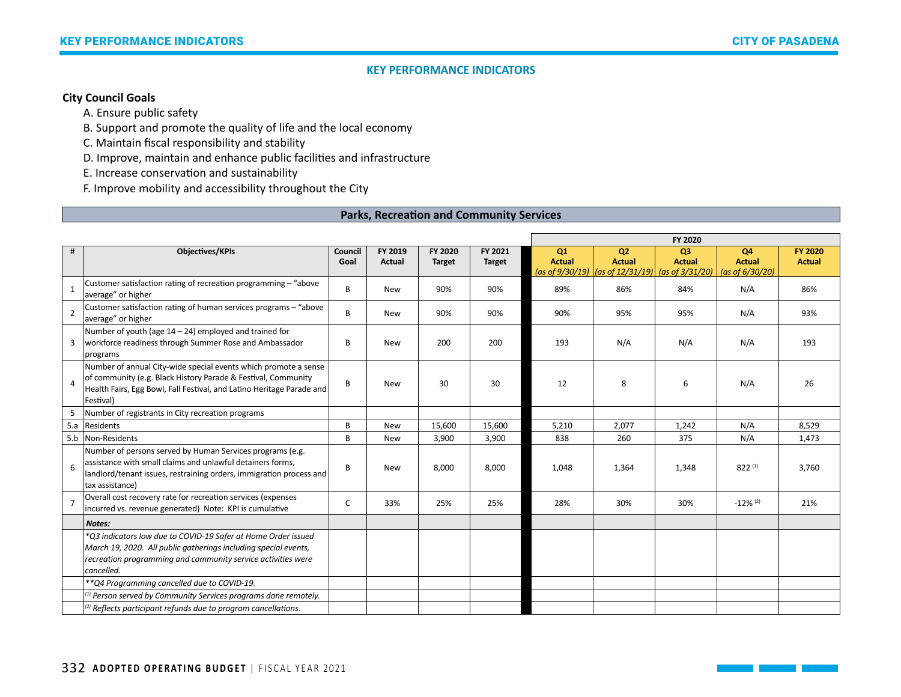## KEY PERFORMANCE INDICATORS

**City Council Goals**

A. Ensure public safety
B. Support and promote the quality of life and the local economy
C. Maintain fiscal responsibility and stability
D. Improve, maintain and enhance public facilities and infrastructure
E. Increase conservation and sustainability
F. Improve mobility and accessibility throughout the City

### Parks, Recreation and Community Services

| # | Objectives/KPIs | Council Goal | FY 2019 Actual | FY 2020 Target | FY 2021 Target | FY 2020 | | | | |
|---|---|---|---|---|---|---|---|---|---|---|
| | | | | | | Q1 Actual *(as of 9/30/19)* | Q2 Actual *(as of 12/31/19)* | Q3 Actual *(as of 3/31/20)* | Q4 Actual *(as of 6/30/20)* | FY 2020 Actual |
| 1 | Customer satisfaction rating of recreation programming – "above average" or higher | B | New | 90% | 90% | 89% | 86% | 84% | N/A | 86% |
| 2 | Customer satisfaction rating of human services programs – "above average" or higher | B | New | 90% | 90% | 90% | 95% | 95% | N/A | 93% |
| 3 | Number of youth (age 14 – 24) employed and trained for workforce readiness through Summer Rose and Ambassador programs | B | New | 200 | 200 | 193 | N/A | N/A | N/A | 193 |
| 4 | Number of annual City-wide special events which promote a sense of community (e.g. Black History Parade & Festival, Community Health Fairs, Egg Bowl, Fall Festival, and Latino Heritage Parade and Festival) | B | New | 30 | 30 | 12 | 8 | 6 | N/A | 26 |
| 5 | Number of registrants in City recreation programs | | | | | | | | | |
| 5.a | Residents | B | New | 15,600 | 15,600 | 5,210 | 2,077 | 1,242 | N/A | 8,529 |
| 5.b | Non-Residents | B | New | 3,900 | 3,900 | 838 | 260 | 375 | N/A | 1,473 |
| 6 | Number of persons served by Human Services programs (e.g. assistance with small claims and unlawful detainers forms, landlord/tenant issues, restraining orders, immigration process and tax assistance) | B | New | 8,000 | 8,000 | 1,048 | 1,364 | 1,348 | 822 [1] | 3,760 |
| 7 | Overall cost recovery rate for recreation services (expenses incurred vs. revenue generated) Note: KPI is cumulative | C | 33% | 25% | 25% | 28% | 30% | 30% | -12% [2] | 21% |
| | ***Notes:*** | | | | | | | | | |
| | *\*Q3 indicators low due to COVID-19 Safer at Home Order issued March 19, 2020. All public gatherings including special events, recreation programming and community service activities were cancelled.* | | | | | | | | | |
| | *\*\*Q4 Programming cancelled due to COVID-19.* | | | | | | | | | |
| | *[1] Person served by Community Services programs done remotely.* | | | | | | | | | |
| | *[2] Reflects participant refunds due to program cancellations.* | | | | | | | | | |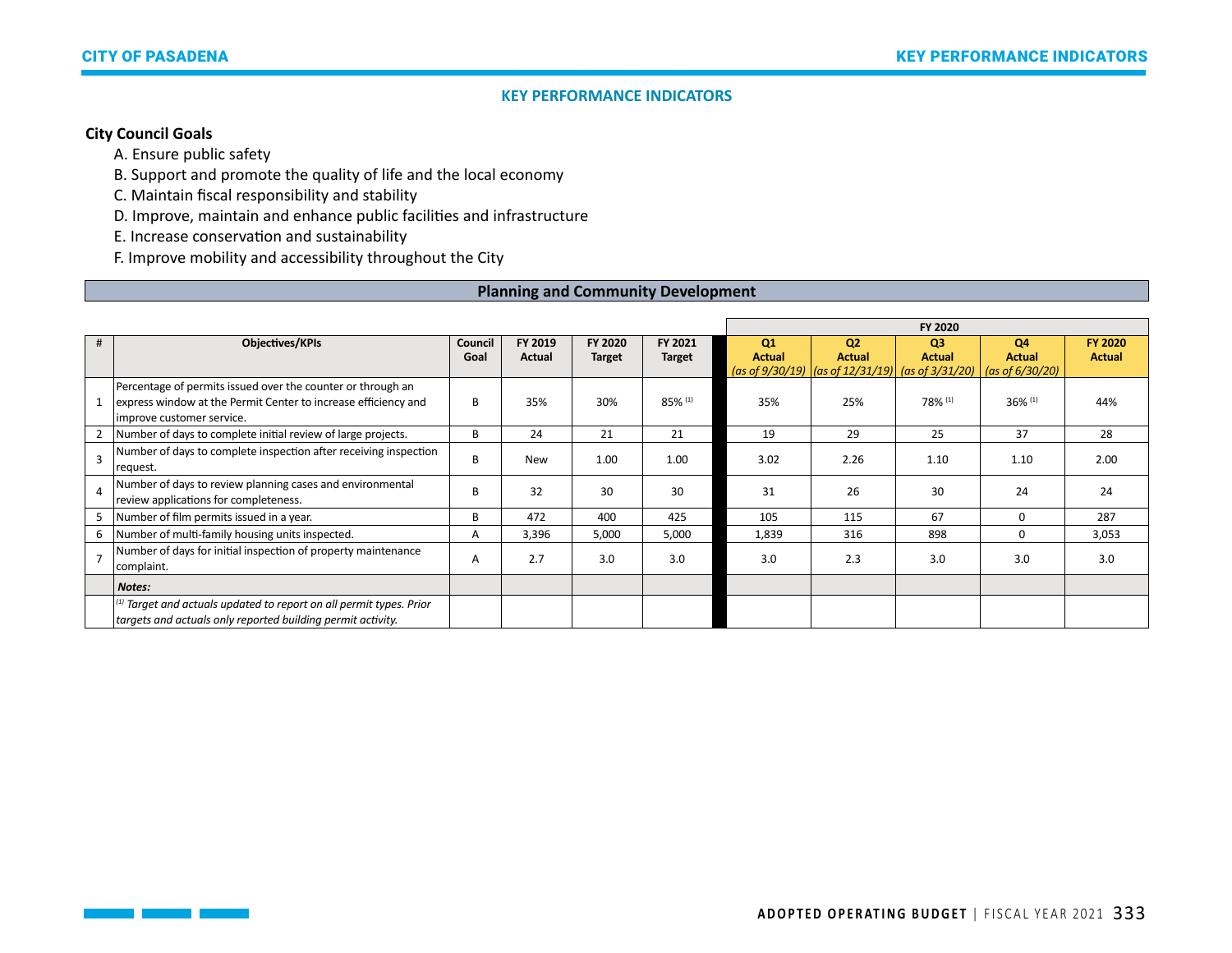## KEY PERFORMANCE INDICATORS

**City Council Goals**

A. Ensure public safety
B. Support and promote the quality of life and the local economy
C. Maintain fiscal responsibility and stability
D. Improve, maintain and enhance public facilities and infrastructure
E. Increase conservation and sustainability
F. Improve mobility and accessibility throughout the City

### Planning and Community Development

| # | Objectives/KPIs | Council Goal | FY 2019 Actual | FY 2020 Target | FY 2021 Target | FY 2020 Q1 Actual *(as of 9/30/19)* | FY 2020 Q2 Actual *(as of 12/31/19)* | FY 2020 Q3 Actual *(as of 3/31/20)* | FY 2020 Q4 Actual *(as of 6/30/20)* | FY 2020 Actual |
|---|---|---|---|---|---|---|---|---|---|---|
| 1 | Percentage of permits issued over the counter or through an express window at the Permit Center to increase efficiency and improve customer service. | B | 35% | 30% | 85% [1] | 35% | 25% | 78% [1] | 36% [1] | 44% |
| 2 | Number of days to complete initial review of large projects. | B | 24 | 21 | 21 | 19 | 29 | 25 | 37 | 28 |
| 3 | Number of days to complete inspection after receiving inspection request. | B | New | 1.00 | 1.00 | 3.02 | 2.26 | 1.10 | 1.10 | 2.00 |
| 4 | Number of days to review planning cases and environmental review applications for completeness. | B | 32 | 30 | 30 | 31 | 26 | 30 | 24 | 24 |
| 5 | Number of film permits issued in a year. | B | 472 | 400 | 425 | 105 | 115 | 67 | 0 | 287 |
| 6 | Number of multi-family housing units inspected. | A | 3,396 | 5,000 | 5,000 | 1,839 | 316 | 898 | 0 | 3,053 |
| 7 | Number of days for initial inspection of property maintenance complaint. | A | 2.7 | 3.0 | 3.0 | 3.0 | 2.3 | 3.0 | 3.0 | 3.0 |
| | ***Notes:*** | | | | | | | | | |
| | *[1] Target and actuals updated to report on all permit types. Prior targets and actuals only reported building permit activity.* | | | | | | | | | |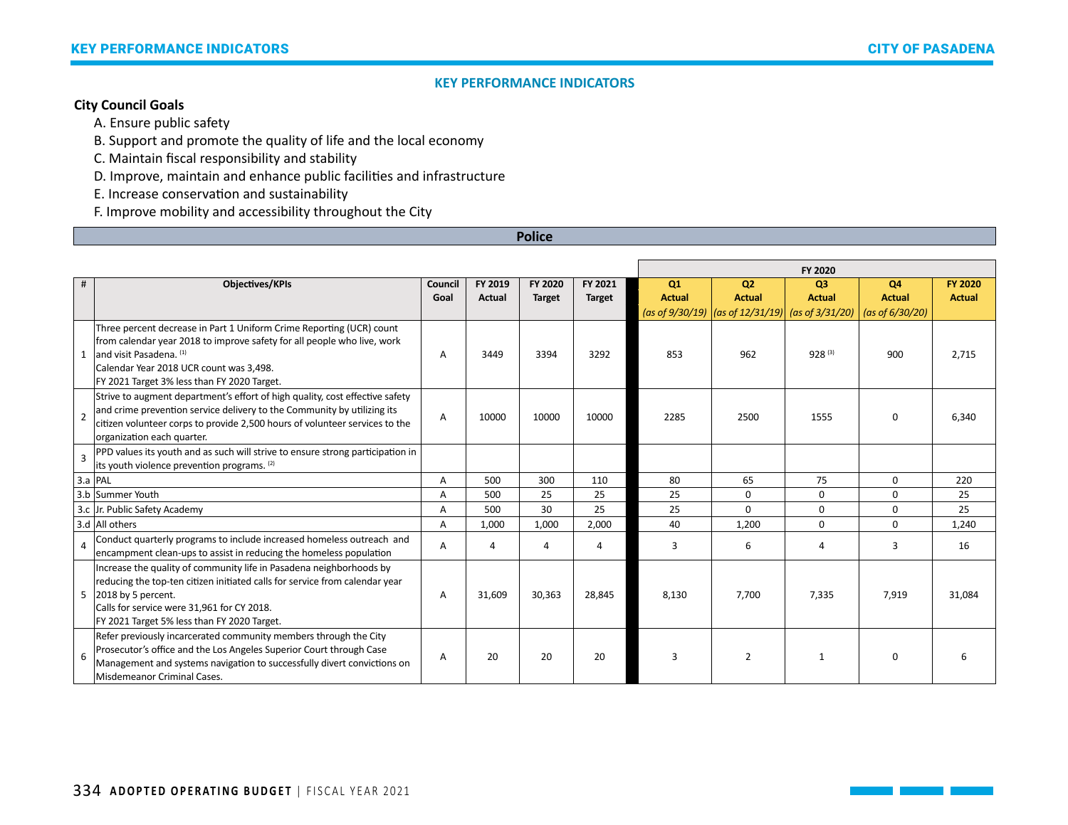## KEY PERFORMANCE INDICATORS

**City Council Goals**

A. Ensure public safety
B. Support and promote the quality of life and the local economy
C. Maintain fiscal responsibility and stability
D. Improve, maintain and enhance public facilities and infrastructure
E. Increase conservation and sustainability
F. Improve mobility and accessibility throughout the City

### Police

| # | Objectives/KPIs | Council Goal | FY 2019 Actual | FY 2020 Target | FY 2021 Target | FY 2020 Q1 Actual *(as of 9/30/19)* | FY 2020 Q2 Actual *(as of 12/31/19)* | FY 2020 Q3 Actual *(as of 3/31/20)* | FY 2020 Q4 Actual *(as of 6/30/20)* | FY 2020 Actual |
|---|---|---|---|---|---|---|---|---|---|---|
| 1 | Three percent decrease in Part 1 Uniform Crime Reporting (UCR) count from calendar year 2018 to improve safety for all people who live, work and visit Pasadena. [1] Calendar Year 2018 UCR count was 3,498. FY 2021 Target 3% less than FY 2020 Target. | A | 3449 | 3394 | 3292 | 853 | 962 | 928 [3] | 900 | 2,715 |
| 2 | Strive to augment department's effort of high quality, cost effective safety and crime prevention service delivery to the Community by utilizing its citizen volunteer corps to provide 2,500 hours of volunteer services to the organization each quarter. | A | 10000 | 10000 | 10000 | 2285 | 2500 | 1555 | 0 | 6,340 |
| 3 | PPD values its youth and as such will strive to ensure strong participation in its youth violence prevention programs. [2] | | | | | | | | | |
| 3.a | PAL | A | 500 | 300 | 110 | 80 | 65 | 75 | 0 | 220 |
| 3.b | Summer Youth | A | 500 | 25 | 25 | 25 | 0 | 0 | 0 | 25 |
| 3.c | Jr. Public Safety Academy | A | 500 | 30 | 25 | 25 | 0 | 0 | 0 | 25 |
| 3.d | All others | A | 1,000 | 1,000 | 2,000 | 40 | 1,200 | 0 | 0 | 1,240 |
| 4 | Conduct quarterly programs to include increased homeless outreach and encampment clean-ups to assist in reducing the homeless population | A | 4 | 4 | 4 | 3 | 6 | 4 | 3 | 16 |
| 5 | Increase the quality of community life in Pasadena neighborhoods by reducing the top-ten citizen initiated calls for service from calendar year 2018 by 5 percent. Calls for service were 31,961 for CY 2018. FY 2021 Target 5% less than FY 2020 Target. | A | 31,609 | 30,363 | 28,845 | 8,130 | 7,700 | 7,335 | 7,919 | 31,084 |
| 6 | Refer previously incarcerated community members through the City Prosecutor's office and the Los Angeles Superior Court through Case Management and systems navigation to successfully divert convictions on Misdemeanor Criminal Cases. | A | 20 | 20 | 20 | 3 | 2 | 1 | 0 | 6 |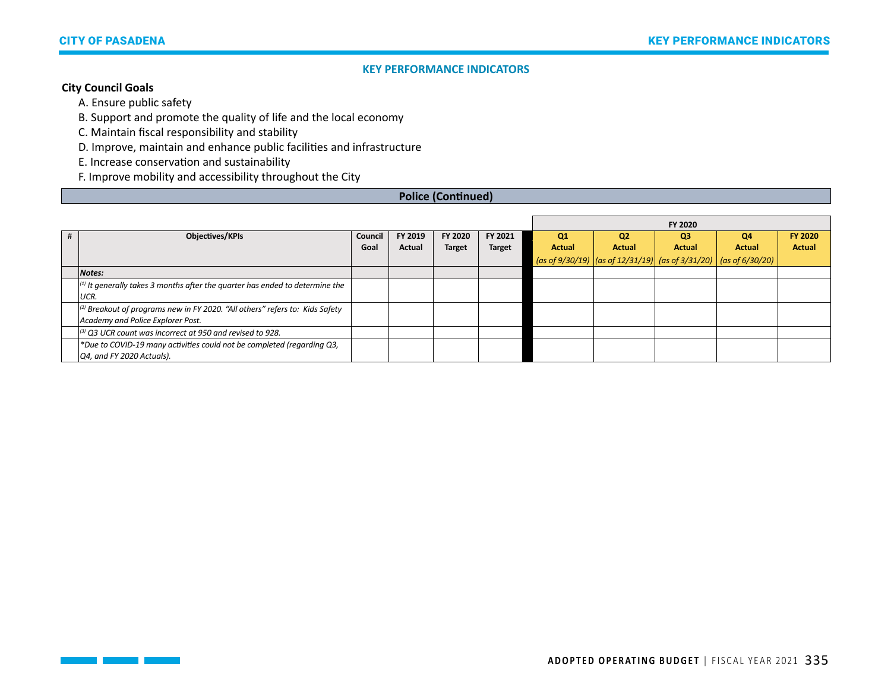## KEY PERFORMANCE INDICATORS

**City Council Goals**

A. Ensure public safety
B. Support and promote the quality of life and the local economy
C. Maintain fiscal responsibility and stability
D. Improve, maintain and enhance public facilities and infrastructure
E. Increase conservation and sustainability
F. Improve mobility and accessibility throughout the City

### Police (Continued)

| # | Objectives/KPIs | Council Goal | FY 2019 Actual | FY 2020 Target | FY 2021 Target | FY 2020 | | | | |
|---|---|---|---|---|---|---|---|---|---|---|
| | | | | | | Q1 Actual *(as of 9/30/19)* | Q2 Actual *(as of 12/31/19)* | Q3 Actual *(as of 3/31/20)* | Q4 Actual *(as of 6/30/20)* | FY 2020 Actual |
| | ***Notes:*** | | | | | | | | | |
| | *[1] It generally takes 3 months after the quarter has ended to determine the UCR.* | | | | | | | | | |
| | *[2] Breakout of programs new in FY 2020. "All others" refers to: Kids Safety Academy and Police Explorer Post.* | | | | | | | | | |
| | *[3] Q3 UCR count was incorrect at 950 and revised to 928.* | | | | | | | | | |
| | *\*Due to COVID-19 many activities could not be completed (regarding Q3, Q4, and FY 2020 Actuals).* | | | | | | | | | |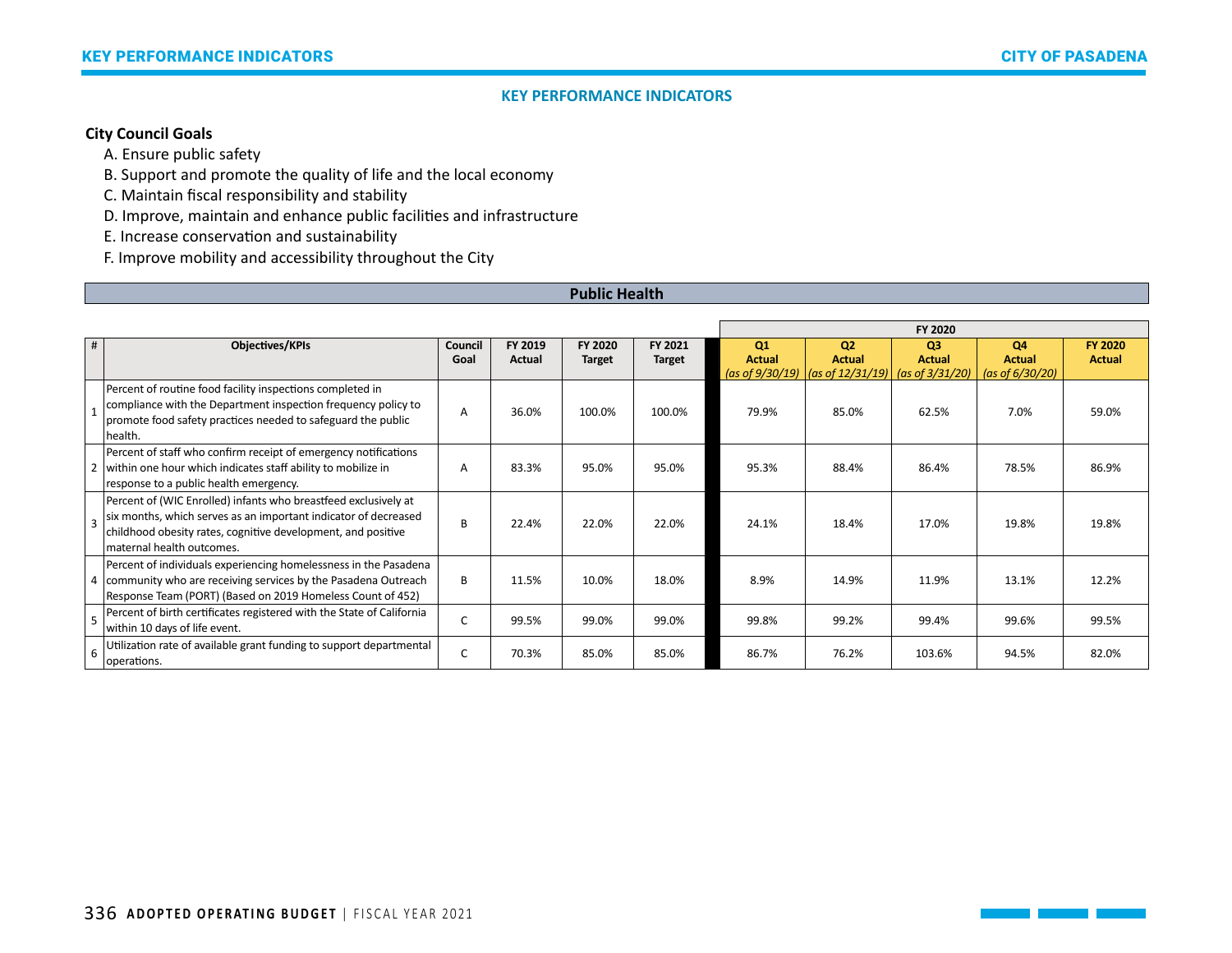## KEY PERFORMANCE INDICATORS

**City Council Goals**

A. Ensure public safety
B. Support and promote the quality of life and the local economy
C. Maintain fiscal responsibility and stability
D. Improve, maintain and enhance public facilities and infrastructure
E. Increase conservation and sustainability
F. Improve mobility and accessibility throughout the City

### Public Health

| # | Objectives/KPIs | Council Goal | FY 2019 Actual | FY 2020 Target | FY 2021 Target | FY 2020 | | | | |
|---|---|---|---|---|---|---|---|---|---|---|
| | | | | | | Q1 Actual *(as of 9/30/19)* | Q2 Actual *(as of 12/31/19)* | Q3 Actual *(as of 3/31/20)* | Q4 Actual *(as of 6/30/20)* | FY 2020 Actual |
| 1 | Percent of routine food facility inspections completed in compliance with the Department inspection frequency policy to promote food safety practices needed to safeguard the public health. | A | 36.0% | 100.0% | 100.0% | 79.9% | 85.0% | 62.5% | 7.0% | 59.0% |
| 2 | Percent of staff who confirm receipt of emergency notifications within one hour which indicates staff ability to mobilize in response to a public health emergency. | A | 83.3% | 95.0% | 95.0% | 95.3% | 88.4% | 86.4% | 78.5% | 86.9% |
| 3 | Percent of (WIC Enrolled) infants who breastfeed exclusively at six months, which serves as an important indicator of decreased childhood obesity rates, cognitive development, and positive maternal health outcomes. | B | 22.4% | 22.0% | 22.0% | 24.1% | 18.4% | 17.0% | 19.8% | 19.8% |
| 4 | Percent of individuals experiencing homelessness in the Pasadena community who are receiving services by the Pasadena Outreach Response Team (PORT) (Based on 2019 Homeless Count of 452) | B | 11.5% | 10.0% | 18.0% | 8.9% | 14.9% | 11.9% | 13.1% | 12.2% |
| 5 | Percent of birth certificates registered with the State of California within 10 days of life event. | C | 99.5% | 99.0% | 99.0% | 99.8% | 99.2% | 99.4% | 99.6% | 99.5% |
| 6 | Utilization rate of available grant funding to support departmental operations. | C | 70.3% | 85.0% | 85.0% | 86.7% | 76.2% | 103.6% | 94.5% | 82.0% |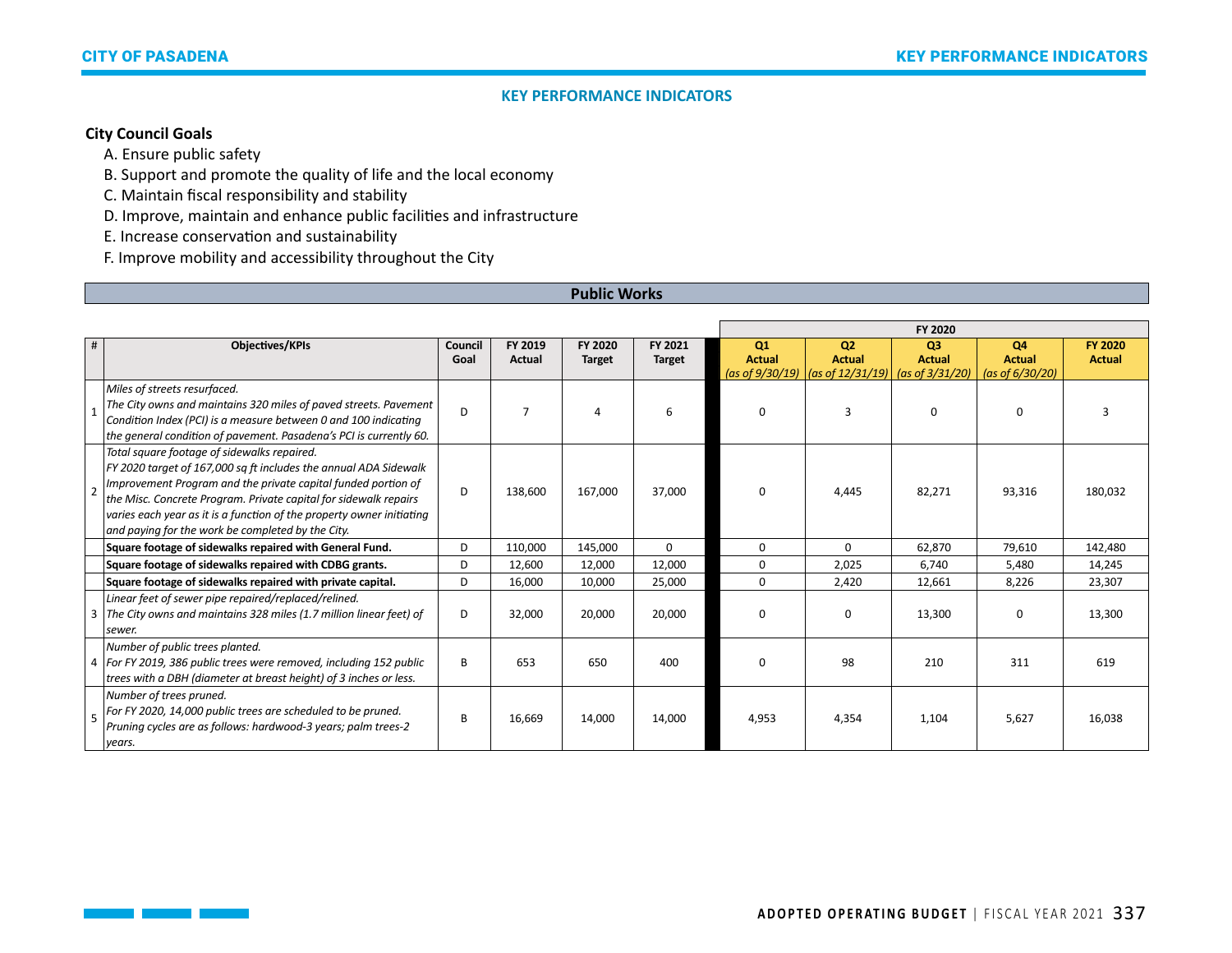## KEY PERFORMANCE INDICATORS

**City Council Goals**

A. Ensure public safety
B. Support and promote the quality of life and the local economy
C. Maintain fiscal responsibility and stability
D. Improve, maintain and enhance public facilities and infrastructure
E. Increase conservation and sustainability
F. Improve mobility and accessibility throughout the City

### Public Works

| # | Objectives/KPIs | Council Goal | FY 2019 Actual | FY 2020 Target | FY 2021 Target | FY 2020 Q1 Actual *(as of 9/30/19)* | FY 2020 Q2 Actual *(as of 12/31/19)* | FY 2020 Q3 Actual *(as of 3/31/20)* | FY 2020 Q4 Actual *(as of 6/30/20)* | FY 2020 Actual |
|---|---|---|---|---|---|---|---|---|---|---|
| 1 | *Miles of streets resurfaced. The City owns and maintains 320 miles of paved streets. Pavement Condition Index (PCI) is a measure between 0 and 100 indicating the general condition of pavement. Pasadena's PCI is currently 60.* | D | 7 | 4 | 6 | 0 | 3 | 0 | 0 | 3 |
| 2 | *Total square footage of sidewalks repaired. FY 2020 target of 167,000 sq ft includes the annual ADA Sidewalk Improvement Program and the private capital funded portion of the Misc. Concrete Program. Private capital for sidewalk repairs varies each year as it is a function of the property owner initiating and paying for the work be completed by the City.* | D | 138,600 | 167,000 | 37,000 | 0 | 4,445 | 82,271 | 93,316 | 180,032 |
| | **Square footage of sidewalks repaired with General Fund.** | D | 110,000 | 145,000 | 0 | 0 | 0 | 62,870 | 79,610 | 142,480 |
| | **Square footage of sidewalks repaired with CDBG grants.** | D | 12,600 | 12,000 | 12,000 | 0 | 2,025 | 6,740 | 5,480 | 14,245 |
| | **Square footage of sidewalks repaired with private capital.** | D | 16,000 | 10,000 | 25,000 | 0 | 2,420 | 12,661 | 8,226 | 23,307 |
| 3 | *Linear feet of sewer pipe repaired/replaced/relined. The City owns and maintains 328 miles (1.7 million linear feet) of sewer.* | D | 32,000 | 20,000 | 20,000 | 0 | 0 | 13,300 | 0 | 13,300 |
| 4 | *Number of public trees planted. For FY 2019, 386 public trees were removed, including 152 public trees with a DBH (diameter at breast height) of 3 inches or less.* | B | 653 | 650 | 400 | 0 | 98 | 210 | 311 | 619 |
| 5 | *Number of trees pruned. For FY 2020, 14,000 public trees are scheduled to be pruned. Pruning cycles are as follows: hardwood-3 years; palm trees-2 years.* | B | 16,669 | 14,000 | 14,000 | 4,953 | 4,354 | 1,104 | 5,627 | 16,038 |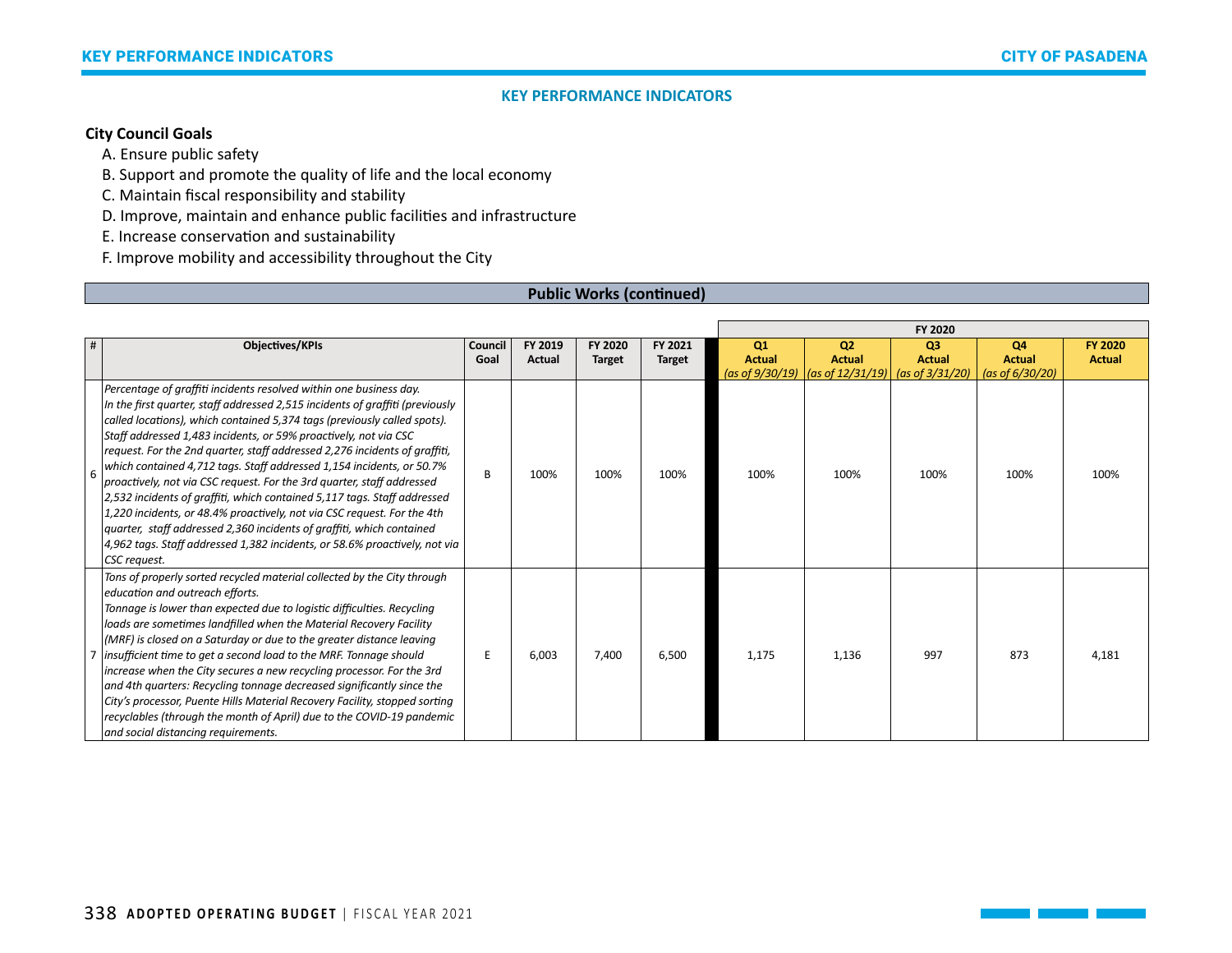## KEY PERFORMANCE INDICATORS

**City Council Goals**

A. Ensure public safety
B. Support and promote the quality of life and the local economy
C. Maintain fiscal responsibility and stability
D. Improve, maintain and enhance public facilities and infrastructure
E. Increase conservation and sustainability
F. Improve mobility and accessibility throughout the City

### Public Works (continued)

| # | Objectives/KPIs | Council Goal | FY 2019 Actual | FY 2020 Target | FY 2021 Target | FY 2020 Q1 Actual *(as of 9/30/19)* | FY 2020 Q2 Actual *(as of 12/31/19)* | FY 2020 Q3 Actual *(as of 3/31/20)* | FY 2020 Q4 Actual *(as of 6/30/20)* | FY 2020 Actual |
|---|---|---|---|---|---|---|---|---|---|---|
| 6 | *Percentage of graffiti incidents resolved within one business day. In the first quarter, staff addressed 2,515 incidents of graffiti (previously called locations), which contained 5,374 tags (previously called spots). Staff addressed 1,483 incidents, or 59% proactively, not via CSC request. For the 2nd quarter, staff addressed 2,276 incidents of graffiti, which contained 4,712 tags. Staff addressed 1,154 incidents, or 50.7% proactively, not via CSC request. For the 3rd quarter, staff addressed 2,532 incidents of graffiti, which contained 5,117 tags. Staff addressed 1,220 incidents, or 48.4% proactively, not via CSC request. For the 4th quarter, staff addressed 2,360 incidents of graffiti, which contained 4,962 tags. Staff addressed 1,382 incidents, or 58.6% proactively, not via CSC request.* | B | 100% | 100% | 100% | 100% | 100% | 100% | 100% | 100% |
| 7 | *Tons of properly sorted recycled material collected by the City through education and outreach efforts. Tonnage is lower than expected due to logistic difficulties. Recycling loads are sometimes landfilled when the Material Recovery Facility (MRF) is closed on a Saturday or due to the greater distance leaving insufficient time to get a second load to the MRF. Tonnage should increase when the City secures a new recycling processor. For the 3rd and 4th quarters: Recycling tonnage decreased significantly since the City's processor, Puente Hills Material Recovery Facility, stopped sorting recyclables (through the month of April) due to the COVID-19 pandemic and social distancing requirements.* | E | 6,003 | 7,400 | 6,500 | 1,175 | 1,136 | 997 | 873 | 4,181 |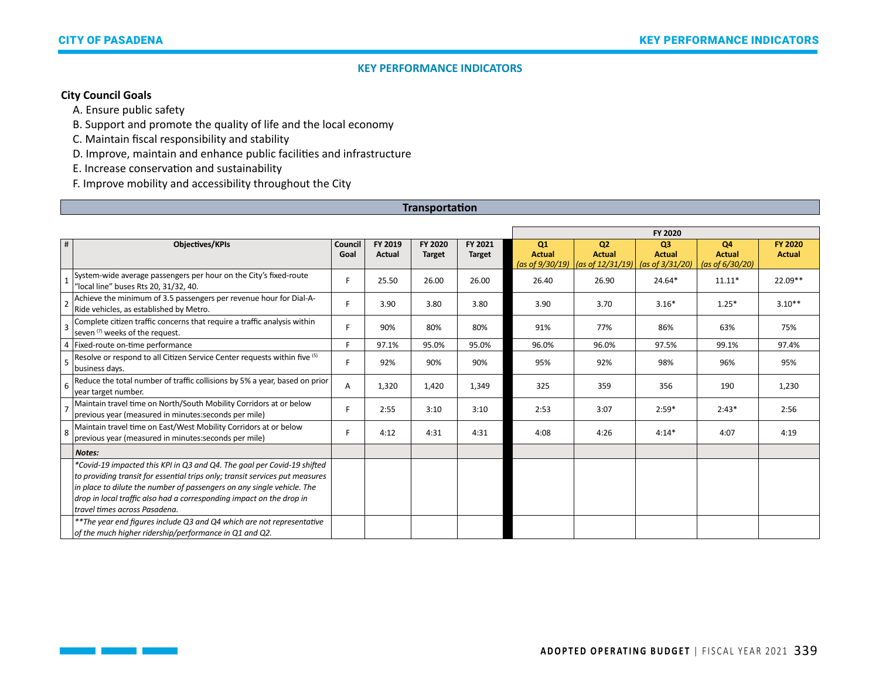## KEY PERFORMANCE INDICATORS

**City Council Goals**

A. Ensure public safety
B. Support and promote the quality of life and the local economy
C. Maintain fiscal responsibility and stability
D. Improve, maintain and enhance public facilities and infrastructure
E. Increase conservation and sustainability
F. Improve mobility and accessibility throughout the City

### Transportation

| # | Objectives/KPIs | Council Goal | FY 2019 Actual | FY 2020 Target | FY 2021 Target | FY 2020 Q1 Actual *(as of 9/30/19)* | FY 2020 Q2 Actual *(as of 12/31/19)* | FY 2020 Q3 Actual *(as of 3/31/20)* | FY 2020 Q4 Actual *(as of 6/30/20)* | FY 2020 Actual |
|---|---|---|---|---|---|---|---|---|---|---|
| 1 | System-wide average passengers per hour on the City's fixed-route "local line" buses Rts 20, 31/32, 40. | F | 25.50 | 26.00 | 26.00 | 26.40 | 26.90 | 24.64* | 11.11* | 22.09** |
| 2 | Achieve the minimum of 3.5 passengers per revenue hour for Dial-A-Ride vehicles, as established by Metro. | F | 3.90 | 3.80 | 3.80 | 3.90 | 3.70 | 3.16* | 1.25* | 3.10** |
| 3 | Complete citizen traffic concerns that require a traffic analysis within seven [7] weeks of the request. | F | 90% | 80% | 80% | 91% | 77% | 86% | 63% | 75% |
| 4 | Fixed-route on-time performance | F | 97.1% | 95.0% | 95.0% | 96.0% | 96.0% | 97.5% | 99.1% | 97.4% |
| 5 | Resolve or respond to all Citizen Service Center requests within five [5] business days. | F | 92% | 90% | 90% | 95% | 92% | 98% | 96% | 95% |
| 6 | Reduce the total number of traffic collisions by 5% a year, based on prior year target number. | A | 1,320 | 1,420 | 1,349 | 325 | 359 | 356 | 190 | 1,230 |
| 7 | Maintain travel time on North/South Mobility Corridors at or below previous year (measured in minutes:seconds per mile) | F | 2:55 | 3:10 | 3:10 | 2:53 | 3:07 | 2:59* | 2:43* | 2:56 |
| 8 | Maintain travel time on East/West Mobility Corridors at or below previous year (measured in minutes:seconds per mile) | F | 4:12 | 4:31 | 4:31 | 4:08 | 4:26 | 4:14* | 4:07 | 4:19 |
| | ***Notes:*** | | | | | | | | | |
| | *\*Covid-19 impacted this KPI in Q3 and Q4. The goal per Covid-19 shifted to providing transit for essential trips only; transit services put measures in place to dilute the number of passengers on any single vehicle. The drop in local traffic also had a corresponding impact on the drop in travel times across Pasadena.* | | | | | | | | | |
| | *\*\*The year end figures include Q3 and Q4 which are not representative of the much higher ridership/performance in Q1 and Q2.* | | | | | | | | | |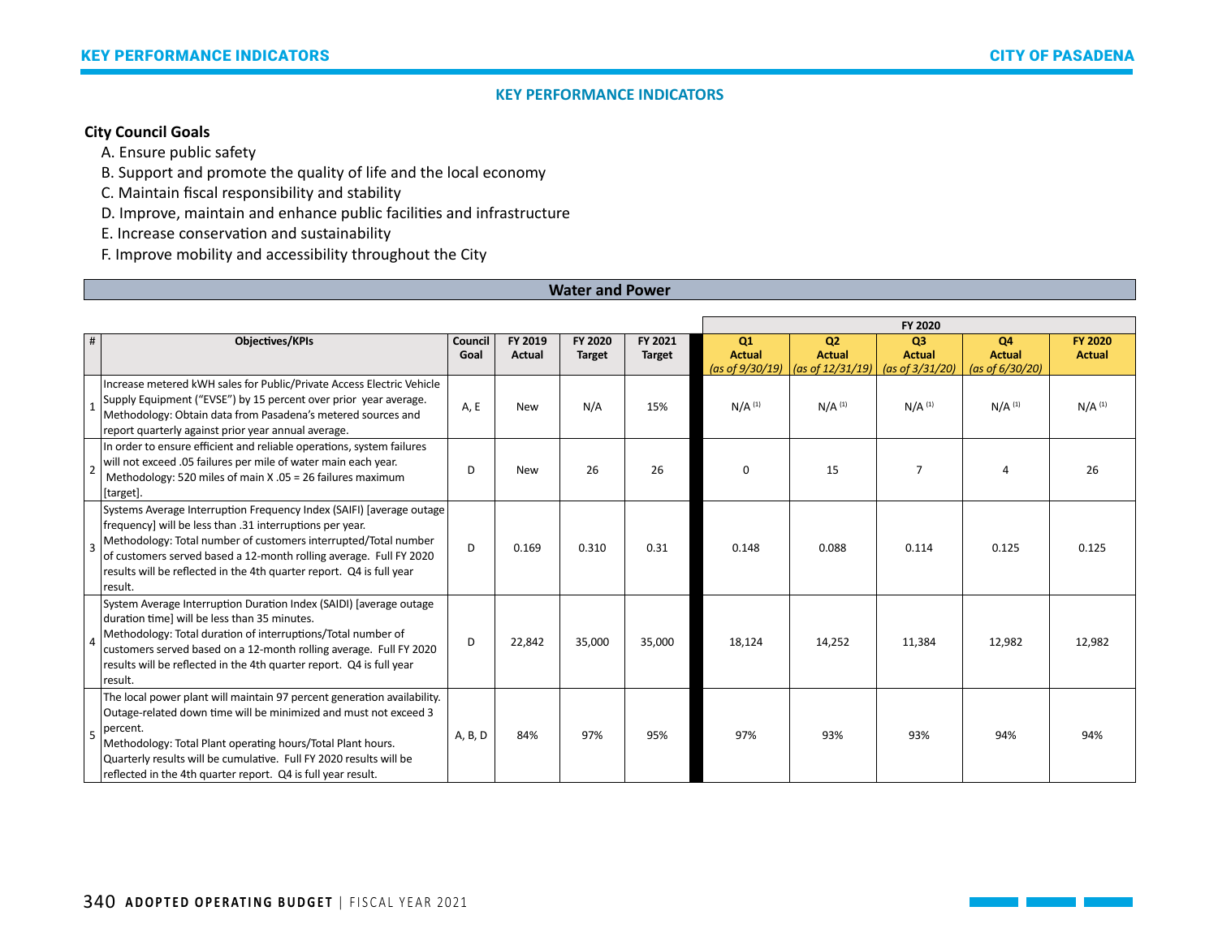## KEY PERFORMANCE INDICATORS

**City Council Goals**

A. Ensure public safety
B. Support and promote the quality of life and the local economy
C. Maintain fiscal responsibility and stability
D. Improve, maintain and enhance public facilities and infrastructure
E. Increase conservation and sustainability
F. Improve mobility and accessibility throughout the City

### Water and Power

| # | Objectives/KPIs | Council Goal | FY 2019 Actual | FY 2020 Target | FY 2021 Target | FY 2020 Q1 Actual *(as of 9/30/19)* | FY 2020 Q2 Actual *(as of 12/31/19)* | FY 2020 Q3 Actual *(as of 3/31/20)* | FY 2020 Q4 Actual *(as of 6/30/20)* | FY 2020 Actual |
|---|---|---|---|---|---|---|---|---|---|---|
| 1 | Increase metered kWH sales for Public/Private Access Electric Vehicle Supply Equipment ("EVSE") by 15 percent over prior year average. Methodology: Obtain data from Pasadena's metered sources and report quarterly against prior year annual average. | A, E | New | N/A | 15% | N/A [1] | N/A [1] | N/A [1] | N/A [1] | N/A [1] |
| 2 | In order to ensure efficient and reliable operations, system failures will not exceed .05 failures per mile of water main each year. Methodology: 520 miles of main X .05 = 26 failures maximum [target]. | D | New | 26 | 26 | 0 | 15 | 7 | 4 | 26 |
| 3 | Systems Average Interruption Frequency Index (SAIFI) [average outage frequency] will be less than .31 interruptions per year. Methodology: Total number of customers interrupted/Total number of customers served based a 12-month rolling average. Full FY 2020 results will be reflected in the 4th quarter report. Q4 is full year result. | D | 0.169 | 0.310 | 0.31 | 0.148 | 0.088 | 0.114 | 0.125 | 0.125 |
| 4 | System Average Interruption Duration Index (SAIDI) [average outage duration time] will be less than 35 minutes. Methodology: Total duration of interruptions/Total number of customers served based on a 12-month rolling average. Full FY 2020 results will be reflected in the 4th quarter report. Q4 is full year result. | D | 22,842 | 35,000 | 35,000 | 18,124 | 14,252 | 11,384 | 12,982 | 12,982 |
| 5 | The local power plant will maintain 97 percent generation availability. Outage-related down time will be minimized and must not exceed 3 percent. Methodology: Total Plant operating hours/Total Plant hours. Quarterly results will be cumulative. Full FY 2020 results will be reflected in the 4th quarter report. Q4 is full year result. | A, B, D | 84% | 97% | 95% | 97% | 93% | 93% | 94% | 94% |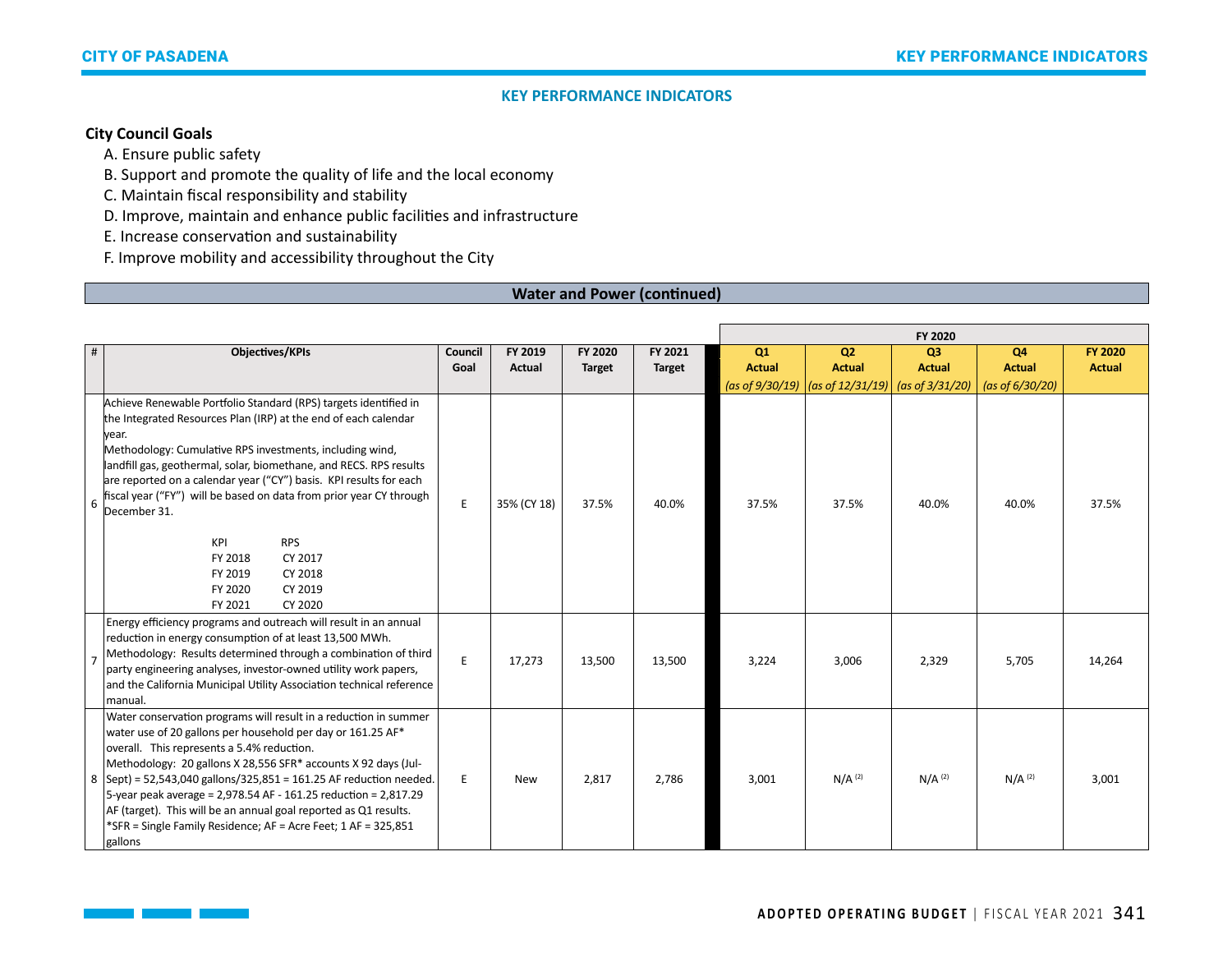## KEY PERFORMANCE INDICATORS

**City Council Goals**

A. Ensure public safety
B. Support and promote the quality of life and the local economy
C. Maintain fiscal responsibility and stability
D. Improve, maintain and enhance public facilities and infrastructure
E. Increase conservation and sustainability
F. Improve mobility and accessibility throughout the City

### Water and Power (continued)

| # | Objectives/KPIs | Council Goal | FY 2019 Actual | FY 2020 Target | FY 2021 Target | FY 2020 Q1 Actual *(as of 9/30/19)* | FY 2020 Q2 Actual *(as of 12/31/19)* | FY 2020 Q3 Actual *(as of 3/31/20)* | FY 2020 Q4 Actual *(as of 6/30/20)* | FY 2020 Actual |
|---|---|---|---|---|---|---|---|---|---|---|
| 6 | Achieve Renewable Portfolio Standard (RPS) targets identified in the Integrated Resources Plan (IRP) at the end of each calendar year.<br>Methodology: Cumulative RPS investments, including wind, landfill gas, geothermal, solar, biomethane, and RECS. RPS results are reported on a calendar year ("CY") basis. KPI results for each fiscal year ("FY") will be based on data from prior year CY through December 31.<br>KPI — RPS<br>FY 2018 — CY 2017<br>FY 2019 — CY 2018<br>FY 2020 — CY 2019<br>FY 2021 — CY 2020 | E | 35% (CY 18) | 37.5% | 40.0% | 37.5% | 37.5% | 40.0% | 40.0% | 37.5% |
| 7 | Energy efficiency programs and outreach will result in an annual reduction in energy consumption of at least 13,500 MWh.<br>Methodology: Results determined through a combination of third party engineering analyses, investor-owned utility work papers, and the California Municipal Utility Association technical reference manual. | E | 17,273 | 13,500 | 13,500 | 3,224 | 3,006 | 2,329 | 5,705 | 14,264 |
| 8 | Water conservation programs will result in a reduction in summer water use of 20 gallons per household per day or 161.25 AF* overall. This represents a 5.4% reduction.<br>Methodology: 20 gallons X 28,556 SFR* accounts X 92 days (Jul-Sept) = 52,543,040 gallons/325,851 = 161.25 AF reduction needed. 5-year peak average = 2,978.54 AF - 161.25 reduction = 2,817.29 AF (target). This will be an annual goal reported as Q1 results.<br>*SFR = Single Family Residence; AF = Acre Feet; 1 AF = 325,851 gallons | E | New | 2,817 | 2,786 | 3,001 | N/A (2) | N/A (2) | N/A (2) | 3,001 |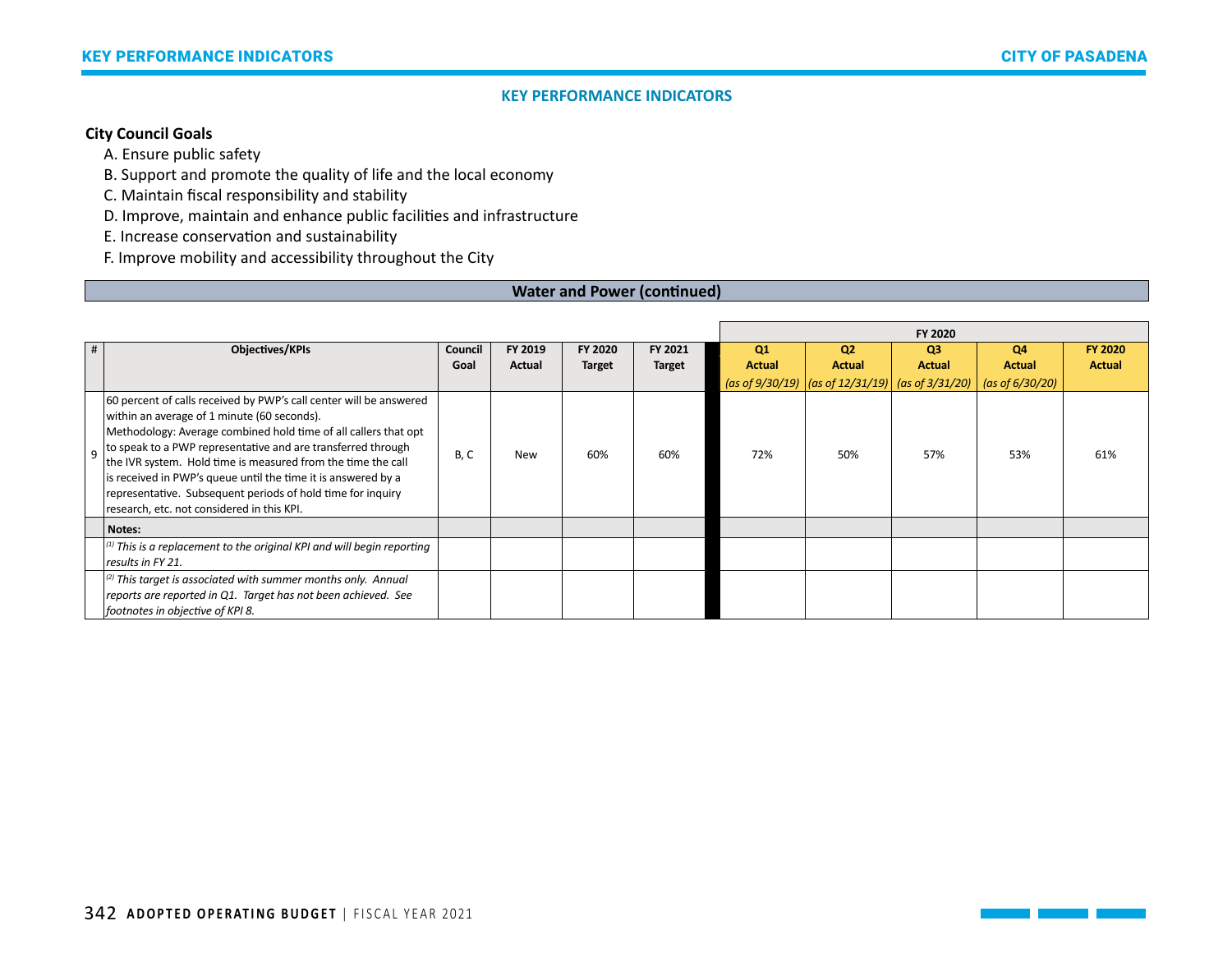## KEY PERFORMANCE INDICATORS

**City Council Goals**

A. Ensure public safety
B. Support and promote the quality of life and the local economy
C. Maintain fiscal responsibility and stability
D. Improve, maintain and enhance public facilities and infrastructure
E. Increase conservation and sustainability
F. Improve mobility and accessibility throughout the City

### Water and Power (continued)

| # | Objectives/KPIs | Council Goal | FY 2019 Actual | FY 2020 Target | FY 2021 Target | FY 2020 Q1 Actual (as of 9/30/19) | FY 2020 Q2 Actual (as of 12/31/19) | FY 2020 Q3 Actual (as of 3/31/20) | FY 2020 Q4 Actual (as of 6/30/20) | FY 2020 Actual |
|---|---|---|---|---|---|---|---|---|---|---|
| 9 | 60 percent of calls received by PWP's call center will be answered within an average of 1 minute (60 seconds). Methodology: Average combined hold time of all callers that opt to speak to a PWP representative and are transferred through the IVR system. Hold time is measured from the time the call is received in PWP's queue until the time it is answered by a representative. Subsequent periods of hold time for inquiry research, etc. not considered in this KPI. | B, C | New | 60% | 60% | 72% | 50% | 57% | 53% | 61% |
| | **Notes:** | | | | | | | | | |
| | *[1] This is a replacement to the original KPI and will begin reporting results in FY 21.* | | | | | | | | | |
| | *[2] This target is associated with summer months only. Annual reports are reported in Q1. Target has not been achieved. See footnotes in objective of KPI 8.* | | | | | | | | | |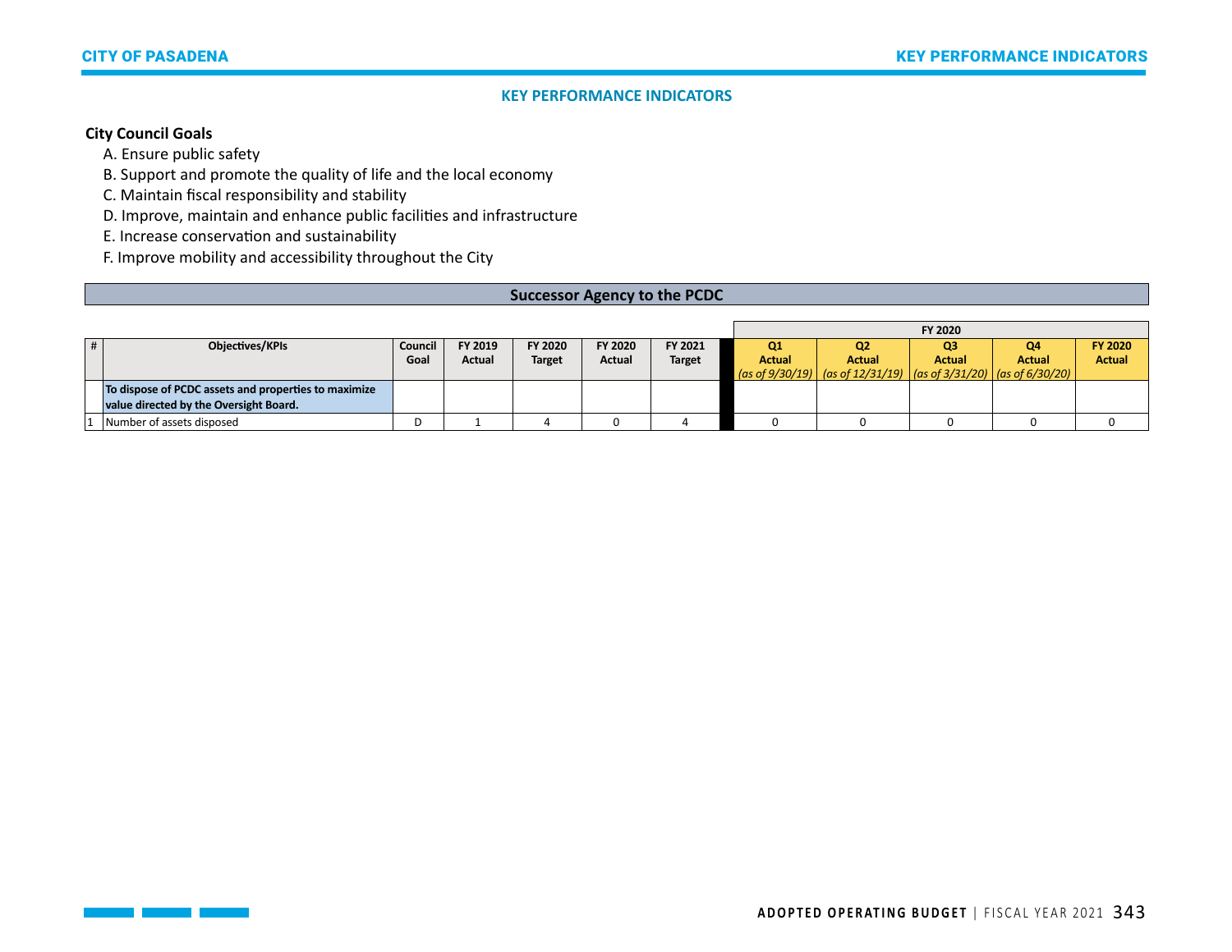## KEY PERFORMANCE INDICATORS

**City Council Goals**

A. Ensure public safety
B. Support and promote the quality of life and the local economy
C. Maintain fiscal responsibility and stability
D. Improve, maintain and enhance public facilities and infrastructure
E. Increase conservation and sustainability
F. Improve mobility and accessibility throughout the City

### Successor Agency to the PCDC

| # | Objectives/KPIs | Council Goal | FY 2019 Actual | FY 2020 Target | FY 2020 Actual | FY 2021 Target | FY 2020 Q1 Actual *(as of 9/30/19)* | FY 2020 Q2 Actual *(as of 12/31/19)* | FY 2020 Q3 Actual *(as of 3/31/20)* | FY 2020 Q4 Actual *(as of 6/30/20)* | FY 2020 Actual |
|---|---|---|---|---|---|---|---|---|---|---|---|
| | **To dispose of PCDC assets and properties to maximize value directed by the Oversight Board.** | | | | | | | | | | |
| 1 | Number of assets disposed | D | 1 | 4 | 0 | 4 | 0 | 0 | 0 | 0 | 0 |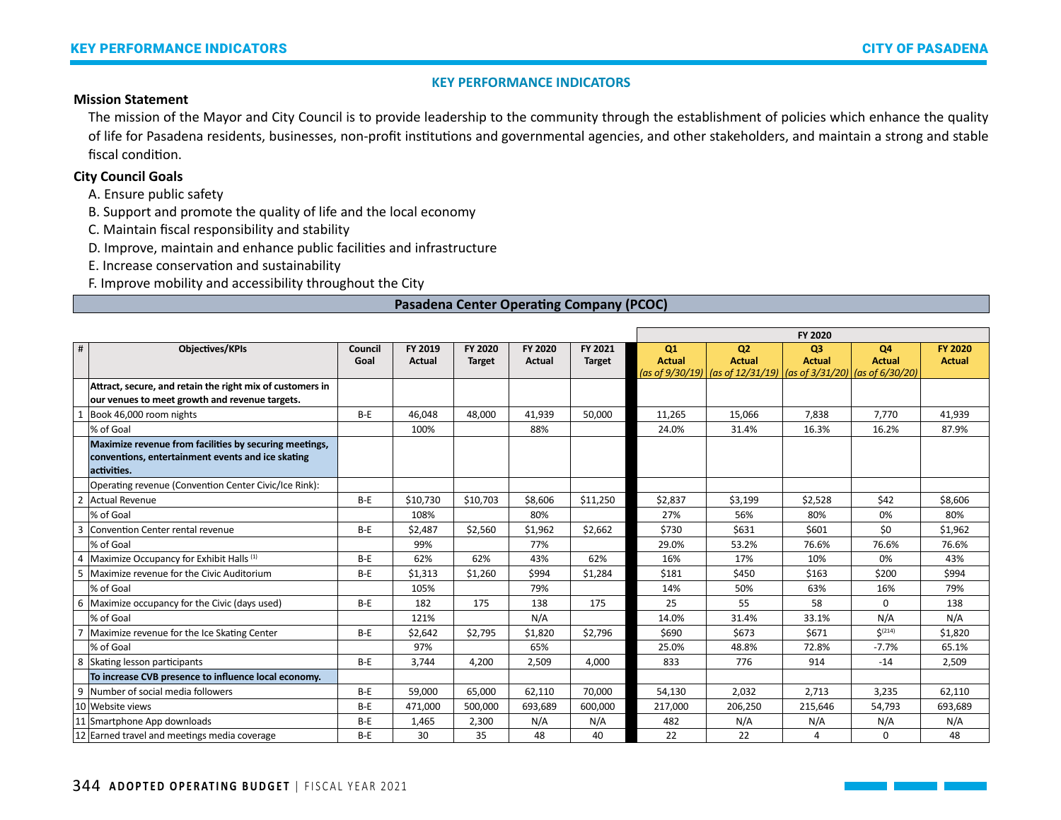### KEY PERFORMANCE INDICATORS

**Mission Statement**

The mission of the Mayor and City Council is to provide leadership to the community through the establishment of policies which enhance the quality of life for Pasadena residents, businesses, non-profit institutions and governmental agencies, and other stakeholders, and maintain a strong and stable fiscal condition.

**City Council Goals**

A. Ensure public safety
B. Support and promote the quality of life and the local economy
C. Maintain fiscal responsibility and stability
D. Improve, maintain and enhance public facilities and infrastructure
E. Increase conservation and sustainability
F. Improve mobility and accessibility throughout the City

## Pasadena Center Operating Company (PCOC)

| # | Objectives/KPIs | Council Goal | FY 2019 Actual | FY 2020 Target | FY 2020 Actual | FY 2021 Target | FY 2020 Q1 Actual *(as of 9/30/19)* | FY 2020 Q2 Actual *(as of 12/31/19)* | FY 2020 Q3 Actual *(as of 3/31/20)* | FY 2020 Q4 Actual *(as of 6/30/20)* | FY 2020 Actual |
|---|---|---|---|---|---|---|---|---|---|---|---|
| | **Attract, secure, and retain the right mix of customers in our venues to meet growth and revenue targets.** | | | | | | | | | | |
| 1 | Book 46,000 room nights | B-E | 46,048 | 48,000 | 41,939 | 50,000 | 11,265 | 15,066 | 7,838 | 7,770 | 41,939 |
| | % of Goal | | 100% | | 88% | | 24.0% | 31.4% | 16.3% | 16.2% | 87.9% |
| | **Maximize revenue from facilities by securing meetings, conventions, entertainment events and ice skating activities.** | | | | | | | | | | |
| | Operating revenue (Convention Center Civic/Ice Rink): | | | | | | | | | | |
| 2 | Actual Revenue | B-E | $10,730 | $10,703 | $8,606 | $11,250 | $2,837 | $3,199 | $2,528 | $42 | $8,606 |
| | % of Goal | | 108% | | 80% | | 27% | 56% | 80% | 0% | 80% |
| 3 | Convention Center rental revenue | B-E | $2,487 | $2,560 | $1,962 | $2,662 | $730 | $631 | $601 | $0 | $1,962 |
| | % of Goal | | 99% | | 77% | | 29.0% | 53.2% | 76.6% | 76.6% | 76.6% |
| 4 | Maximize Occupancy for Exhibit Halls [1] | B-E | 62% | 62% | 43% | 62% | 16% | 17% | 10% | 0% | 43% |
| 5 | Maximize revenue for the Civic Auditorium | B-E | $1,313 | $1,260 | $994 | $1,284 | $181 | $450 | $163 | $200 | $994 |
| | % of Goal | | 105% | | 79% | | 14% | 50% | 63% | 16% | 79% |
| 6 | Maximize occupancy for the Civic (days used) | B-E | 182 | 175 | 138 | 175 | 25 | 55 | 58 | 0 | 138 |
| | % of Goal | | 121% | | N/A | | 14.0% | 31.4% | 33.1% | N/A | N/A |
| 7 | Maximize revenue for the Ice Skating Center | B-E | $2,642 | $2,795 | $1,820 | $2,796 | $690 | $673 | $671 | $(214) | $1,820 |
| | % of Goal | | 97% | | 65% | | 25.0% | 48.8% | 72.8% | -7.7% | 65.1% |
| 8 | Skating lesson participants | B-E | 3,744 | 4,200 | 2,509 | 4,000 | 833 | 776 | 914 | -14 | 2,509 |
| | **To increase CVB presence to influence local economy.** | | | | | | | | | | |
| 9 | Number of social media followers | B-E | 59,000 | 65,000 | 62,110 | 70,000 | 54,130 | 2,032 | 2,713 | 3,235 | 62,110 |
| 10 | Website views | B-E | 471,000 | 500,000 | 693,689 | 600,000 | 217,000 | 206,250 | 215,646 | 54,793 | 693,689 |
| 11 | Smartphone App downloads | B-E | 1,465 | 2,300 | N/A | N/A | 482 | N/A | N/A | N/A | N/A |
| 12 | Earned travel and meetings media coverage | B-E | 30 | 35 | 48 | 40 | 22 | 22 | 4 | 0 | 48 |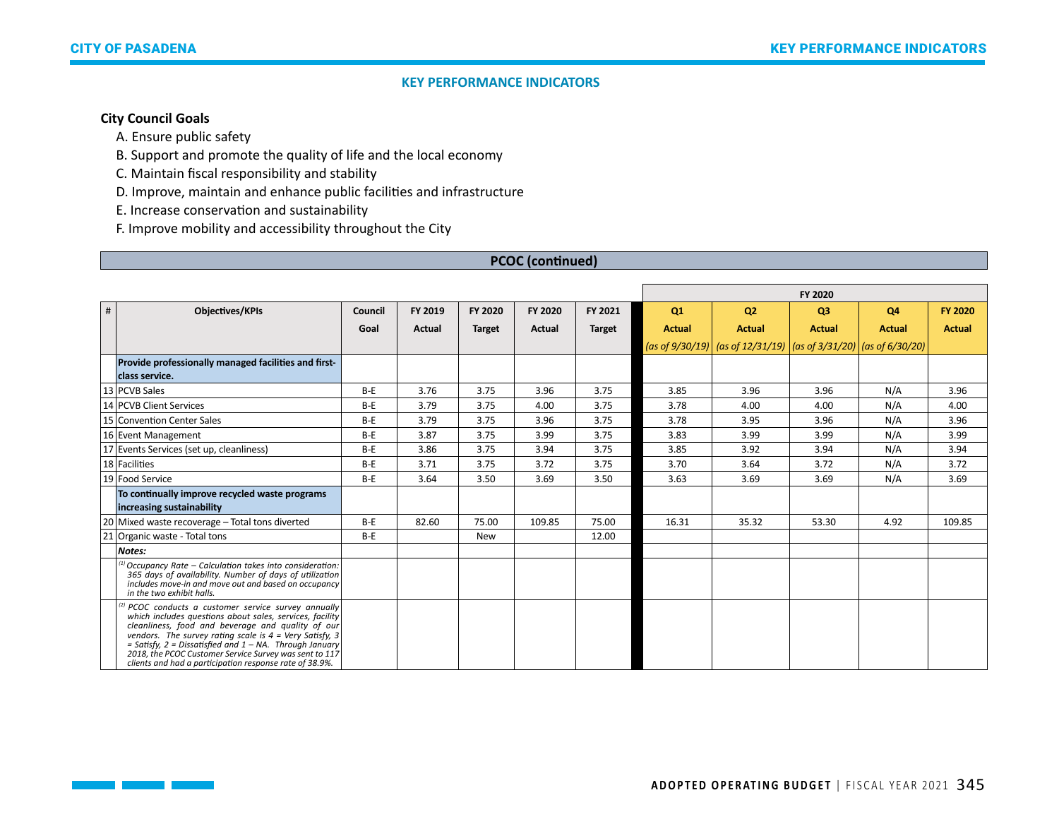## KEY PERFORMANCE INDICATORS

**City Council Goals**

A. Ensure public safety
B. Support and promote the quality of life and the local economy
C. Maintain fiscal responsibility and stability
D. Improve, maintain and enhance public facilities and infrastructure
E. Increase conservation and sustainability
F. Improve mobility and accessibility throughout the City

**PCOC (continued)**

| # | Objectives/KPIs | Council Goal | FY 2019 Actual | FY 2020 Target | FY 2020 Actual | FY 2021 Target | FY 2020 Q1 Actual (as of 9/30/19) | FY 2020 Q2 Actual (as of 12/31/19) | FY 2020 Q3 Actual (as of 3/31/20) | FY 2020 Q4 Actual (as of 6/30/20) | FY 2020 Actual |
|---|---|---|---|---|---|---|---|---|---|---|---|
| | **Provide professionally managed facilities and first-class service.** | | | | | | | | | | |
| 13 | PCVB Sales | B-E | 3.76 | 3.75 | 3.96 | 3.75 | 3.85 | 3.96 | 3.96 | N/A | 3.96 |
| 14 | PCVB Client Services | B-E | 3.79 | 3.75 | 4.00 | 3.75 | 3.78 | 4.00 | 4.00 | N/A | 4.00 |
| 15 | Convention Center Sales | B-E | 3.79 | 3.75 | 3.96 | 3.75 | 3.78 | 3.95 | 3.96 | N/A | 3.96 |
| 16 | Event Management | B-E | 3.87 | 3.75 | 3.99 | 3.75 | 3.83 | 3.99 | 3.99 | N/A | 3.99 |
| 17 | Events Services (set up, cleanliness) | B-E | 3.86 | 3.75 | 3.94 | 3.75 | 3.85 | 3.92 | 3.94 | N/A | 3.94 |
| 18 | Facilities | B-E | 3.71 | 3.75 | 3.72 | 3.75 | 3.70 | 3.64 | 3.72 | N/A | 3.72 |
| 19 | Food Service | B-E | 3.64 | 3.50 | 3.69 | 3.50 | 3.63 | 3.69 | 3.69 | N/A | 3.69 |
| | **To continually improve recycled waste programs increasing sustainability** | | | | | | | | | | |
| 20 | Mixed waste recoverage – Total tons diverted | B-E | 82.60 | 75.00 | 109.85 | 75.00 | 16.31 | 35.32 | 53.30 | 4.92 | 109.85 |
| 21 | Organic waste - Total tons | B-E | | New | | 12.00 | | | | | |
| | ***Notes:*** | | | | | | | | | | |
| | *[1] Occupancy Rate – Calculation takes into consideration: 365 days of availability. Number of days of utilization includes move-in and move out and based on occupancy in the two exhibit halls.* | | | | | | | | | | |
| | *[2] PCOC conducts a customer service survey annually which includes questions about sales, services, facility cleanliness, food and beverage and quality of our vendors. The survey rating scale is 4 = Very Satisfy, 3 = Satisfy, 2 = Dissatisfied and 1 – NA. Through January 2018, the PCOC Customer Service Survey was sent to 117 clients and had a participation response rate of 38.9%.* | | | | | | | | | | |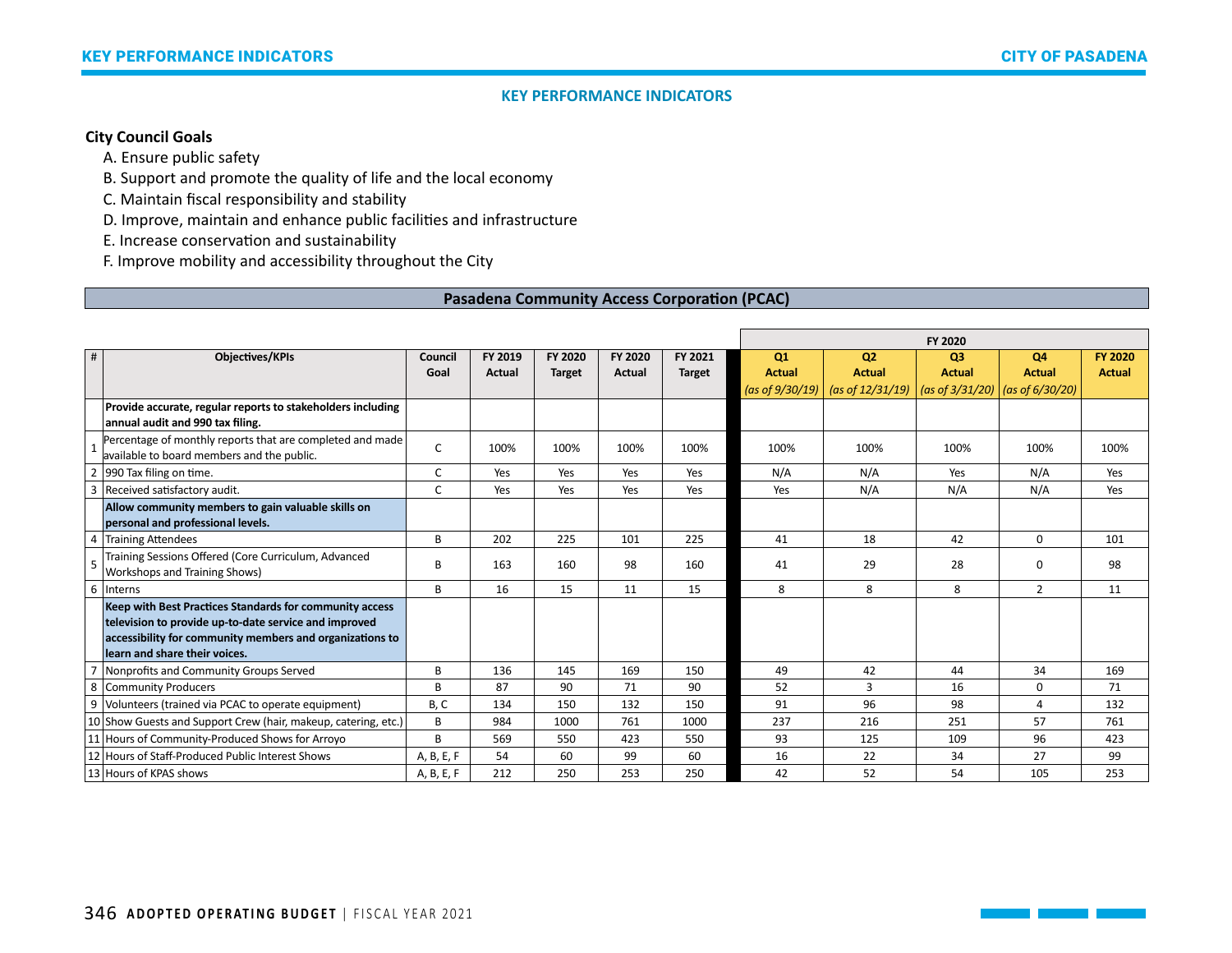## KEY PERFORMANCE INDICATORS

**City Council Goals**

A. Ensure public safety
B. Support and promote the quality of life and the local economy
C. Maintain fiscal responsibility and stability
D. Improve, maintain and enhance public facilities and infrastructure
E. Increase conservation and sustainability
F. Improve mobility and accessibility throughout the City

### Pasadena Community Access Corporation (PCAC)

| # | Objectives/KPIs | Council Goal | FY 2019 Actual | FY 2020 Target | FY 2020 Actual | FY 2021 Target | FY 2020 Q1 Actual *(as of 9/30/19)* | FY 2020 Q2 Actual *(as of 12/31/19)* | FY 2020 Q3 Actual *(as of 3/31/20)* | FY 2020 Q4 Actual *(as of 6/30/20)* | FY 2020 Actual |
|---|---|---|---|---|---|---|---|---|---|---|---|
| | **Provide accurate, regular reports to stakeholders including annual audit and 990 tax filing.** | | | | | | | | | | |
| 1 | Percentage of monthly reports that are completed and made available to board members and the public. | C | 100% | 100% | 100% | 100% | 100% | 100% | 100% | 100% | 100% |
| 2 | 990 Tax filing on time. | C | Yes | Yes | Yes | Yes | N/A | N/A | Yes | N/A | Yes |
| 3 | Received satisfactory audit. | C | Yes | Yes | Yes | Yes | Yes | N/A | N/A | N/A | Yes |
| | **Allow community members to gain valuable skills on personal and professional levels.** | | | | | | | | | | |
| 4 | Training Attendees | B | 202 | 225 | 101 | 225 | 41 | 18 | 42 | 0 | 101 |
| 5 | Training Sessions Offered (Core Curriculum, Advanced Workshops and Training Shows) | B | 163 | 160 | 98 | 160 | 41 | 29 | 28 | 0 | 98 |
| 6 | Interns | B | 16 | 15 | 11 | 15 | 8 | 8 | 8 | 2 | 11 |
| | **Keep with Best Practices Standards for community access television to provide up-to-date service and improved accessibility for community members and organizations to learn and share their voices.** | | | | | | | | | | |
| 7 | Nonprofits and Community Groups Served | B | 136 | 145 | 169 | 150 | 49 | 42 | 44 | 34 | 169 |
| 8 | Community Producers | B | 87 | 90 | 71 | 90 | 52 | 3 | 16 | 0 | 71 |
| 9 | Volunteers (trained via PCAC to operate equipment) | B, C | 134 | 150 | 132 | 150 | 91 | 96 | 98 | 4 | 132 |
| 10 | Show Guests and Support Crew (hair, makeup, catering, etc.) | B | 984 | 1000 | 761 | 1000 | 237 | 216 | 251 | 57 | 761 |
| 11 | Hours of Community-Produced Shows for Arroyo | B | 569 | 550 | 423 | 550 | 93 | 125 | 109 | 96 | 423 |
| 12 | Hours of Staff-Produced Public Interest Shows | A, B, E, F | 54 | 60 | 99 | 60 | 16 | 22 | 34 | 27 | 99 |
| 13 | Hours of KPAS shows | A, B, E, F | 212 | 250 | 253 | 250 | 42 | 52 | 54 | 105 | 253 |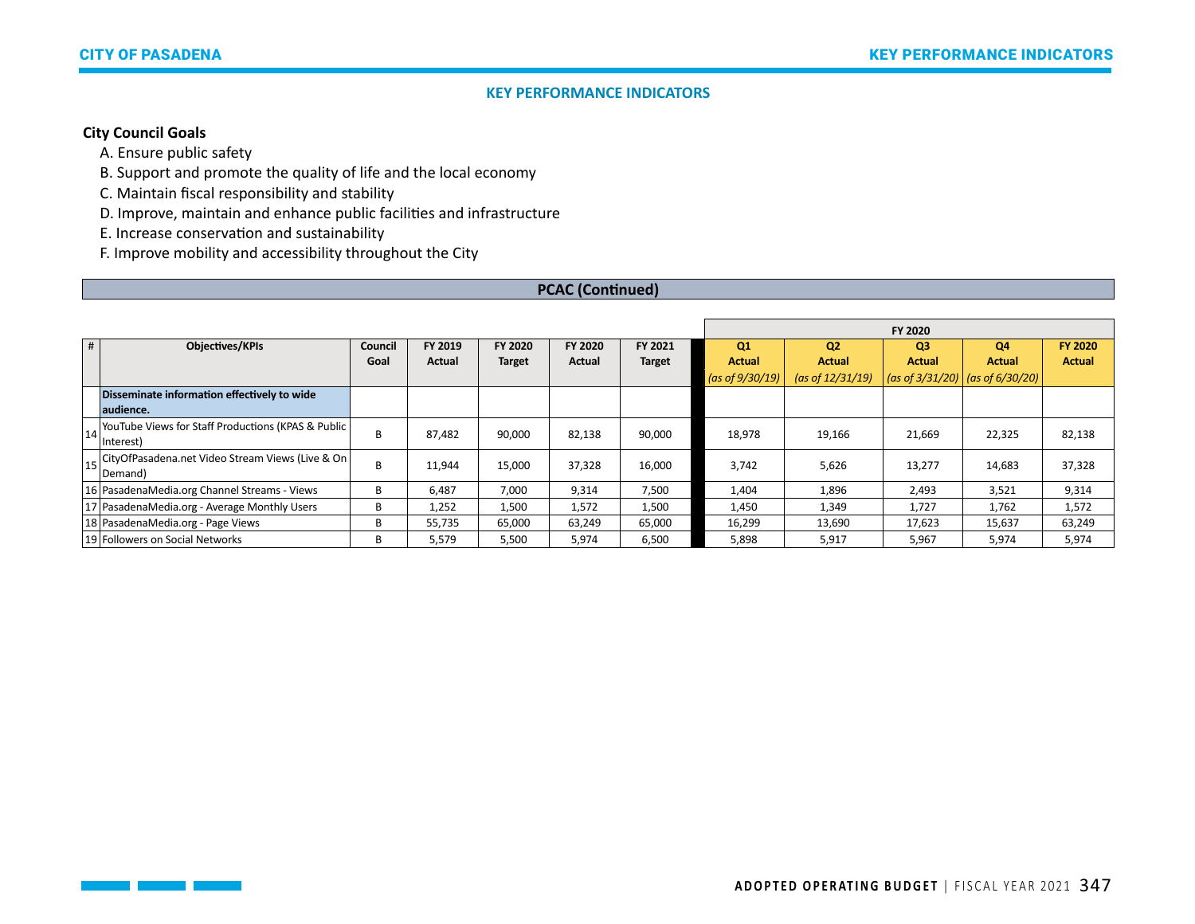## KEY PERFORMANCE INDICATORS

**City Council Goals**

A. Ensure public safety
B. Support and promote the quality of life and the local economy
C. Maintain fiscal responsibility and stability
D. Improve, maintain and enhance public facilities and infrastructure
E. Increase conservation and sustainability
F. Improve mobility and accessibility throughout the City

### PCAC (Continued)

| # | Objectives/KPIs | Council Goal | FY 2019 Actual | FY 2020 Target | FY 2020 Actual | FY 2021 Target | FY 2020 Q1 Actual *(as of 9/30/19)* | FY 2020 Q2 Actual *(as of 12/31/19)* | FY 2020 Q3 Actual *(as of 3/31/20)* | FY 2020 Q4 Actual *(as of 6/30/20)* | FY 2020 Actual |
|---|---|---|---|---|---|---|---|---|---|---|---|
| | **Disseminate information effectively to wide audience.** | | | | | | | | | | |
| 14 | YouTube Views for Staff Productions (KPAS & Public Interest) | B | 87,482 | 90,000 | 82,138 | 90,000 | 18,978 | 19,166 | 21,669 | 22,325 | 82,138 |
| 15 | CityOfPasadena.net Video Stream Views (Live & On Demand) | B | 11,944 | 15,000 | 37,328 | 16,000 | 3,742 | 5,626 | 13,277 | 14,683 | 37,328 |
| 16 | PasadenaMedia.org Channel Streams - Views | B | 6,487 | 7,000 | 9,314 | 7,500 | 1,404 | 1,896 | 2,493 | 3,521 | 9,314 |
| 17 | PasadenaMedia.org - Average Monthly Users | B | 1,252 | 1,500 | 1,572 | 1,500 | 1,450 | 1,349 | 1,727 | 1,762 | 1,572 |
| 18 | PasadenaMedia.org - Page Views | B | 55,735 | 65,000 | 63,249 | 65,000 | 16,299 | 13,690 | 17,623 | 15,637 | 63,249 |
| 19 | Followers on Social Networks | B | 5,579 | 5,500 | 5,974 | 6,500 | 5,898 | 5,917 | 5,967 | 5,974 | 5,974 |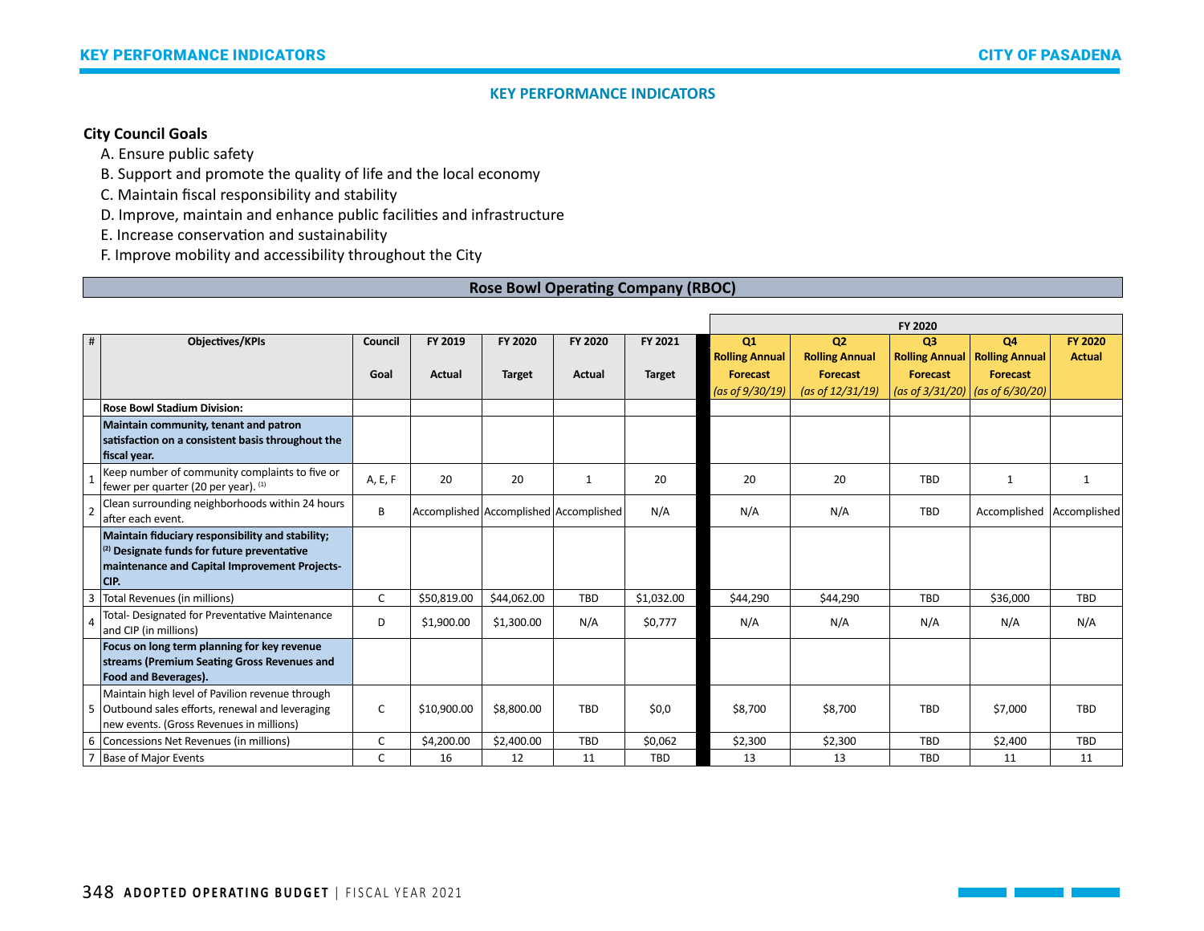# KEY PERFORMANCE INDICATORS

**City Council Goals**

A. Ensure public safety
B. Support and promote the quality of life and the local economy
C. Maintain fiscal responsibility and stability
D. Improve, maintain and enhance public facilities and infrastructure
E. Increase conservation and sustainability
F. Improve mobility and accessibility throughout the City

## Rose Bowl Operating Company (RBOC)

| # | Objectives/KPIs | Council Goal | FY 2019 Actual | FY 2020 Target | FY 2020 Actual | FY 2021 Target | FY 2020 Q1 Rolling Annual Forecast *(as of 9/30/19)* | FY 2020 Q2 Rolling Annual Forecast *(as of 12/31/19)* | FY 2020 Q3 Rolling Annual Forecast *(as of 3/31/20)* | FY 2020 Q4 Rolling Annual Forecast *(as of 6/30/20)* | FY 2020 Actual |
|---|---|---|---|---|---|---|---|---|---|---|---|
| | **Rose Bowl Stadium Division:** | | | | | | | | | | |
| | **Maintain community, tenant and patron satisfaction on a consistent basis throughout the fiscal year.** | | | | | | | | | | |
| 1 | Keep number of community complaints to five or fewer per quarter (20 per year). [1] | A, E, F | 20 | 20 | 1 | 20 | 20 | 20 | TBD | 1 | 1 |
| 2 | Clean surrounding neighborhoods within 24 hours after each event. | B | Accomplished | Accomplished | Accomplished | N/A | N/A | N/A | TBD | Accomplished | Accomplished |
| | **Maintain fiduciary responsibility and stability; [2] Designate funds for future preventative maintenance and Capital Improvement Projects-CIP.** | | | | | | | | | | |
| 3 | Total Revenues (in millions) | C | $50,819.00 | $44,062.00 | TBD | $1,032.00 | $44,290 | $44,290 | TBD | $36,000 | TBD |
| 4 | Total- Designated for Preventative Maintenance and CIP (in millions) | D | $1,900.00 | $1,300.00 | N/A | $0,777 | N/A | N/A | N/A | N/A | N/A |
| | **Focus on long term planning for key revenue streams (Premium Seating Gross Revenues and Food and Beverages).** | | | | | | | | | | |
| 5 | Maintain high level of Pavilion revenue through Outbound sales efforts, renewal and leveraging new events. (Gross Revenues in millions) | C | $10,900.00 | $8,800.00 | TBD | $0,0 | $8,700 | $8,700 | TBD | $7,000 | TBD |
| 6 | Concessions Net Revenues (in millions) | C | $4,200.00 | $2,400.00 | TBD | $0,062 | $2,300 | $2,300 | TBD | $2,400 | TBD |
| 7 | Base of Major Events | C | 16 | 12 | 11 | TBD | 13 | 13 | TBD | 11 | 11 |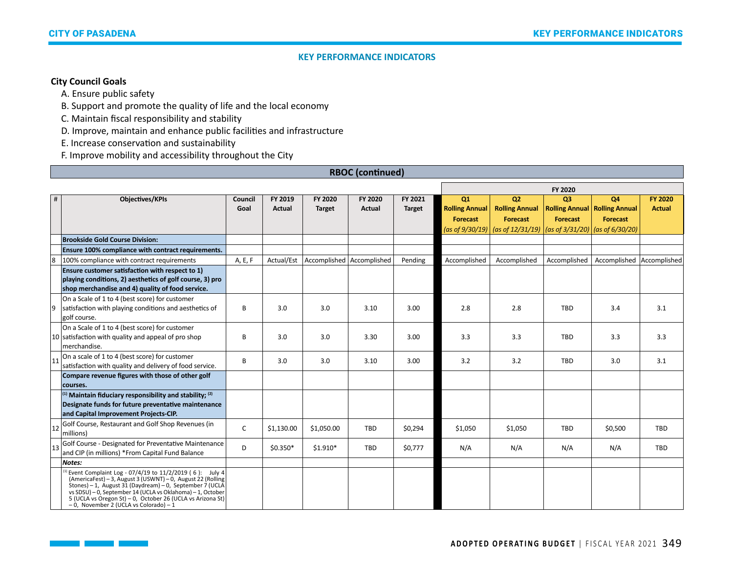### KEY PERFORMANCE INDICATORS

**City Council Goals**

A. Ensure public safety
B. Support and promote the quality of life and the local economy
C. Maintain fiscal responsibility and stability
D. Improve, maintain and enhance public facilities and infrastructure
E. Increase conservation and sustainability
F. Improve mobility and accessibility throughout the City

**RBOC (continued)**

| # | Objectives/KPIs | Council Goal | FY 2019 Actual | FY 2020 Target | FY 2020 Actual | FY 2021 Target | FY 2020 Q1 Rolling Annual Forecast *(as of 9/30/19)* | FY 2020 Q2 Rolling Annual Forecast *(as of 12/31/19)* | FY 2020 Q3 Rolling Annual Forecast *(as of 3/31/20)* | FY 2020 Q4 Rolling Annual Forecast *(as of 6/30/20)* | FY 2020 Actual |
|---|---|---|---|---|---|---|---|---|---|---|---|
| | **Brookside Gold Course Division:** | | | | | | | | | | |
| | **Ensure 100% compliance with contract requirements.** | | | | | | | | | | |
| 8 | 100% compliance with contract requirements | A, E, F | Actual/Est | Accomplished | Accomplished | Pending | Accomplished | Accomplished | Accomplished | Accomplished | Accomplished |
| | **Ensure customer satisfaction with respect to 1) playing conditions, 2) aesthetics of golf course, 3) pro shop merchandise and 4) quality of food service.** | | | | | | | | | | |
| 9 | On a Scale of 1 to 4 (best score) for customer satisfaction with playing conditions and aesthetics of golf course. | B | 3.0 | 3.0 | 3.10 | 3.00 | 2.8 | 2.8 | TBD | 3.4 | 3.1 |
| 10 | On a Scale of 1 to 4 (best score) for customer satisfaction with quality and appeal of pro shop merchandise. | B | 3.0 | 3.0 | 3.30 | 3.00 | 3.3 | 3.3 | TBD | 3.3 | 3.3 |
| 11 | On a scale of 1 to 4 (best score) for customer satisfaction with quality and delivery of food service. | B | 3.0 | 3.0 | 3.10 | 3.00 | 3.2 | 3.2 | TBD | 3.0 | 3.1 |
| | **Compare revenue figures with those of other golf courses.** | | | | | | | | | | |
| | **[1] Maintain fiduciary responsibility and stability; [2] Designate funds for future preventative maintenance and Capital Improvement Projects-CIP.** | | | | | | | | | | |
| 12 | Golf Course, Restaurant and Golf Shop Revenues (in millions) | C | $1,130.00 | $1,050.00 | TBD | $0,294 | $1,050 | $1,050 | TBD | $0,500 | TBD |
| 13 | Golf Course - Designated for Preventative Maintenance and CIP (in millions) *From Capital Fund Balance | D | $0.350* | $1.910* | TBD | $0,777 | N/A | N/A | N/A | N/A | TBD |
| | ***Notes:*** | | | | | | | | | | |
| | [1] Event Complaint Log - 07/4/19 to 11/2/2019 ( 6 ): July 4 (AmericaFest) – 3, August 3 (USWNT) – 0, August 22 (Rolling Stones) – 1, August 31 (Daydream) – 0, September 7 (UCLA vs SDSU) – 0, September 14 (UCLA vs Oklahoma) – 1, October 5 (UCLA vs Oregon St) – 0, October 26 (UCLA vs Arizona St) – 0, November 2 (UCLA vs Colorado) – 1 | | | | | | | | | | |